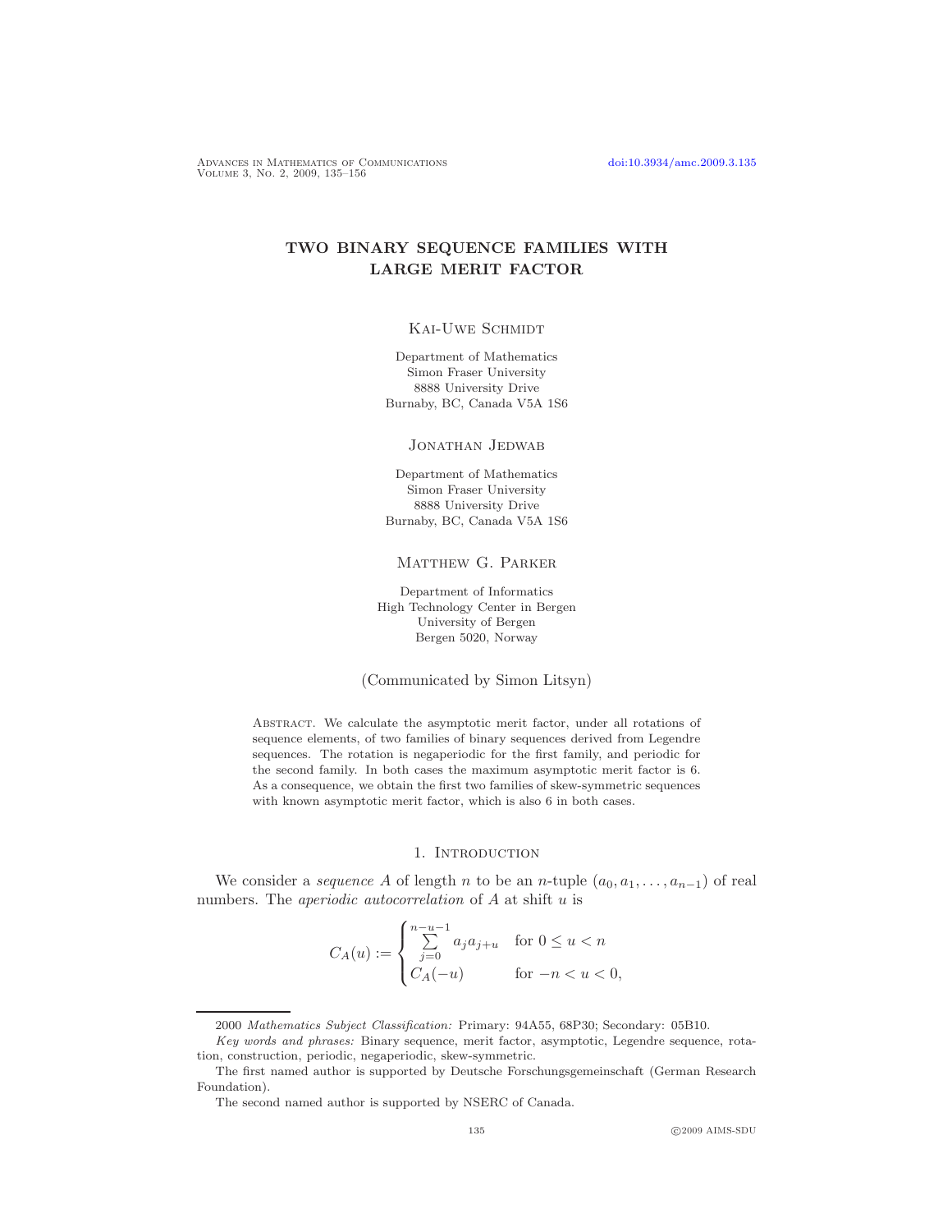# TWO BINARY SEQUENCE FAMILIES WITH LARGE MERIT FACTOR

Kai-Uwe Schmidt

Department of Mathematics
Simon Fraser University
8888 University Drive
Burnaby, BC, Canada V5A 1S6

Jonathan Jedwab

Department of Mathematics
Simon Fraser University
8888 University Drive
Burnaby, BC, Canada V5A 1S6

Matthew G. Parker

Department of Informatics
High Technology Center in Bergen
University of Bergen
Bergen 5020, Norway

(Communicated by Simon Litsyn)

Abstract. We calculate the asymptotic merit factor, under all rotations of sequence elements, of two families of binary sequences derived from Legendre sequences. The rotation is negaperiodic for the first family, and periodic for the second family. In both cases the maximum asymptotic merit factor is 6. As a consequence, we obtain the first two families of skew-symmetric sequences with known asymptotic merit factor, which is also 6 in both cases.

## 1. Introduction

We consider a *sequence* $A$ of length $n$ to be an $n$-tuple $(a_0, a_1, \dots, a_{n-1})$ of real numbers. The *aperiodic autocorrelation* of $A$ at shift $u$ is

$$C_A(u) := \begin{cases} \sum_{j=0}^{n-u-1} a_j a_{j+u} & \text{for } 0 \le u < n \\ C_A(-u) & \text{for } -n < u < 0, \end{cases}$$

2000 *Mathematics Subject Classification:* Primary: 94A55, 68P30; Secondary: 05B10.

*Key words and phrases:* Binary sequence, merit factor, asymptotic, Legendre sequence, rotation, construction, periodic, negaperiodic, skew-symmetric.

The first named author is supported by Deutsche Forschungsgemeinschaft (German Research Foundation).

The second named author is supported by NSERC of Canada.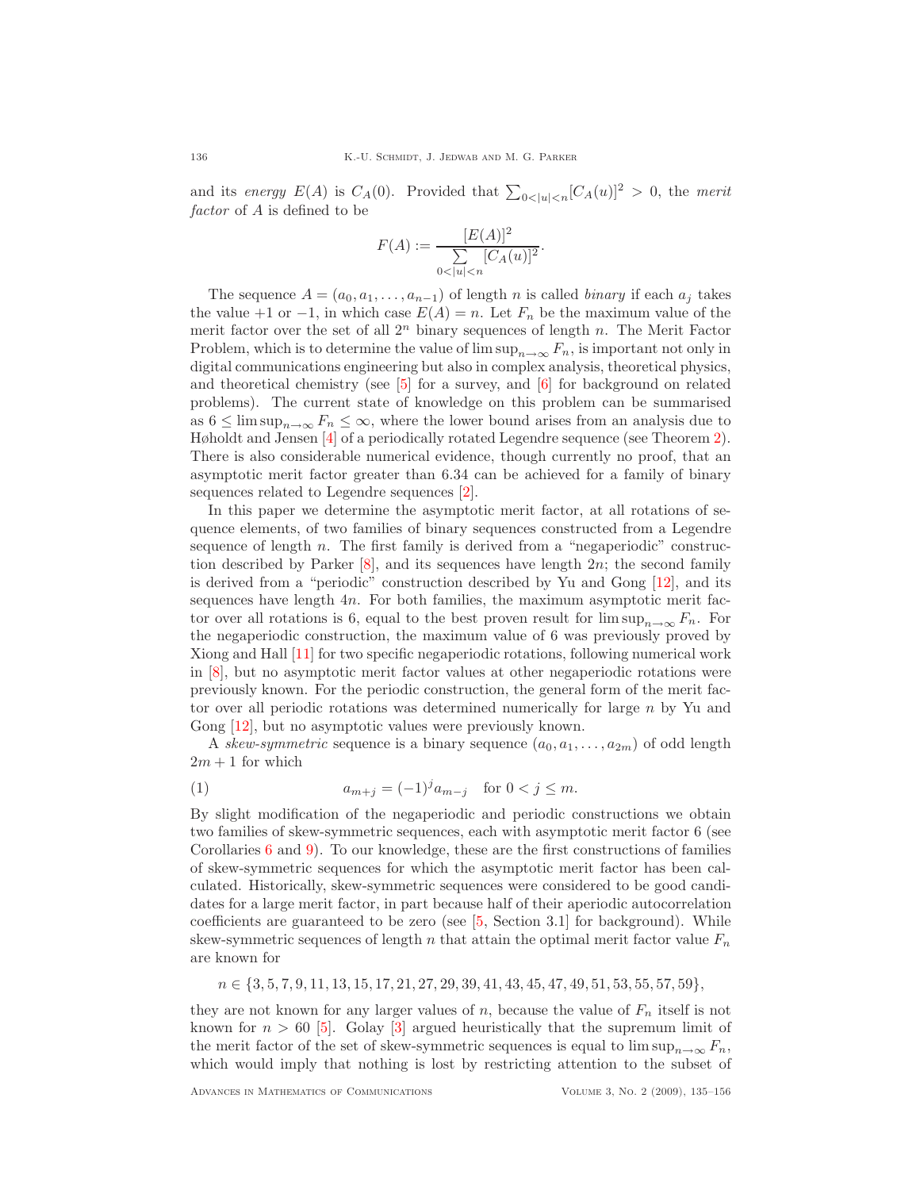and its *energy* $E(A)$ is $C_A(0)$. Provided that $\sum_{0<|u|<n}[C_A(u)]^2 > 0$, the *merit factor* of $A$ is defined to be

$$F(A) := \frac{[E(A)]^2}{\sum\limits_{0<|u|<n}[C_A(u)]^2}.$$

The sequence $A = (a_0, a_1, \ldots, a_{n-1})$ of length $n$ is called *binary* if each $a_j$ takes the value $+1$ or $-1$, in which case $E(A) = n$. Let $F_n$ be the maximum value of the merit factor over the set of all $2^n$ binary sequences of length $n$. The Merit Factor Problem, which is to determine the value of $\limsup_{n\to\infty} F_n$, is important not only in digital communications engineering but also in complex analysis, theoretical physics, and theoretical chemistry (see [5] for a survey, and [6] for background on related problems). The current state of knowledge on this problem can be summarised as $6 \le \limsup_{n\to\infty} F_n \le \infty$, where the lower bound arises from an analysis due to Høholdt and Jensen [4] of a periodically rotated Legendre sequence (see Theorem 2). There is also considerable numerical evidence, though currently no proof, that an asymptotic merit factor greater than 6.34 can be achieved for a family of binary sequences related to Legendre sequences [2].

In this paper we determine the asymptotic merit factor, at all rotations of sequence elements, of two families of binary sequences constructed from a Legendre sequence of length $n$. The first family is derived from a "negaperiodic" construction described by Parker [8], and its sequences have length $2n$; the second family is derived from a "periodic" construction described by Yu and Gong [12], and its sequences have length $4n$. For both families, the maximum asymptotic merit factor over all rotations is 6, equal to the best proven result for $\limsup_{n\to\infty} F_n$. For the negaperiodic construction, the maximum value of 6 was previously proved by Xiong and Hall [11] for two specific negaperiodic rotations, following numerical work in [8], but no asymptotic merit factor values at other negaperiodic rotations were previously known. For the periodic construction, the general form of the merit factor over all periodic rotations was determined numerically for large $n$ by Yu and Gong [12], but no asymptotic values were previously known.

A *skew-symmetric* sequence is a binary sequence $(a_0, a_1, \ldots, a_{2m})$ of odd length $2m+1$ for which

$$a_{m+j} = (-1)^j a_{m-j} \quad \text{for } 0 < j \le m. \tag{1}$$

By slight modification of the negaperiodic and periodic constructions we obtain two families of skew-symmetric sequences, each with asymptotic merit factor 6 (see Corollaries 6 and 9). To our knowledge, these are the first constructions of families of skew-symmetric sequences for which the asymptotic merit factor has been calculated. Historically, skew-symmetric sequences were considered to be good candidates for a large merit factor, in part because half of their aperiodic autocorrelation coefficients are guaranteed to be zero (see [5, Section 3.1] for background). While skew-symmetric sequences of length $n$ that attain the optimal merit factor value $F_n$ are known for

$$n \in \{3, 5, 7, 9, 11, 13, 15, 17, 21, 27, 29, 39, 41, 43, 45, 47, 49, 51, 53, 55, 57, 59\},$$

they are not known for any larger values of $n$, because the value of $F_n$ itself is not known for $n > 60$ [5]. Golay [3] argued heuristically that the supremum limit of the merit factor of the set of skew-symmetric sequences is equal to $\limsup_{n\to\infty} F_n$, which would imply that nothing is lost by restricting attention to the subset of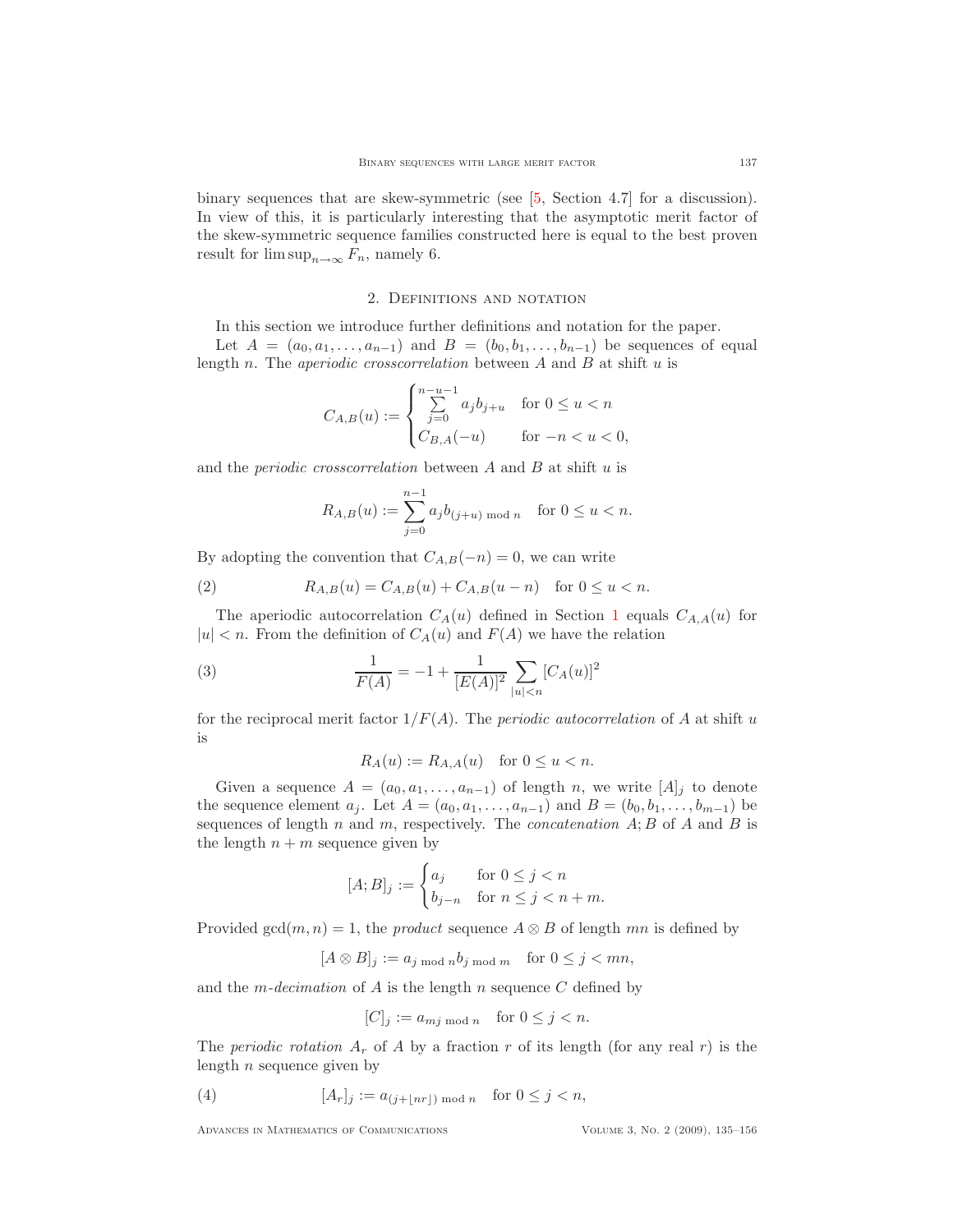binary sequences that are skew-symmetric (see [5, Section 4.7] for a discussion). In view of this, it is particularly interesting that the asymptotic merit factor of the skew-symmetric sequence families constructed here is equal to the best proven result for $\limsup_{n\to\infty} F_n$, namely 6.

## 2. Definitions and notation

In this section we introduce further definitions and notation for the paper.

Let $A = (a_0, a_1, \ldots, a_{n-1})$ and $B = (b_0, b_1, \ldots, b_{n-1})$ be sequences of equal length $n$. The *aperiodic crosscorrelation* between $A$ and $B$ at shift $u$ is

$$C_{A,B}(u) := \begin{cases} \sum_{j=0}^{n-u-1} a_j b_{j+u} & \text{for } 0 \le u < n \\ C_{B,A}(-u) & \text{for } -n < u < 0, \end{cases}$$

and the *periodic crosscorrelation* between $A$ and $B$ at shift $u$ is

$$R_{A,B}(u) := \sum_{j=0}^{n-1} a_j b_{(j+u) \bmod n} \quad \text{for } 0 \le u < n.$$

By adopting the convention that $C_{A,B}(-n) = 0$, we can write

$$R_{A,B}(u) = C_{A,B}(u) + C_{A,B}(u-n) \quad \text{for } 0 \le u < n. \tag{2}$$

The aperiodic autocorrelation $C_A(u)$ defined in Section 1 equals $C_{A,A}(u)$ for $|u| < n$. From the definition of $C_A(u)$ and $F(A)$ we have the relation

$$\frac{1}{F(A)} = -1 + \frac{1}{[E(A)]^2} \sum_{|u|<n} [C_A(u)]^2 \tag{3}$$

for the reciprocal merit factor $1/F(A)$. The *periodic autocorrelation* of $A$ at shift $u$ is

$$R_A(u) := R_{A,A}(u) \quad \text{for } 0 \le u < n.$$

Given a sequence $A = (a_0, a_1, \ldots, a_{n-1})$ of length $n$, we write $[A]_j$ to denote the sequence element $a_j$. Let $A = (a_0, a_1, \ldots, a_{n-1})$ and $B = (b_0, b_1, \ldots, b_{m-1})$ be sequences of length $n$ and $m$, respectively. The *concatenation* $A; B$ of $A$ and $B$ is the length $n + m$ sequence given by

$$[A; B]_j := \begin{cases} a_j & \text{for } 0 \le j < n \\ b_{j-n} & \text{for } n \le j < n + m. \end{cases}$$

Provided $\gcd(m, n) = 1$, the *product* sequence $A \otimes B$ of length $mn$ is defined by

$$[A \otimes B]_j := a_{j \bmod n} b_{j \bmod m} \quad \text{for } 0 \le j < mn,$$

and the *m-decimation* of $A$ is the length $n$ sequence $C$ defined by

$$[C]_j := a_{mj \bmod n} \quad \text{for } 0 \le j < n.$$

The *periodic rotation* $A_r$ of $A$ by a fraction $r$ of its length (for any real $r$) is the length $n$ sequence given by

$$[A_r]_j := a_{(j + \lfloor nr \rfloor) \bmod n} \quad \text{for } 0 \le j < n, \tag{4}$$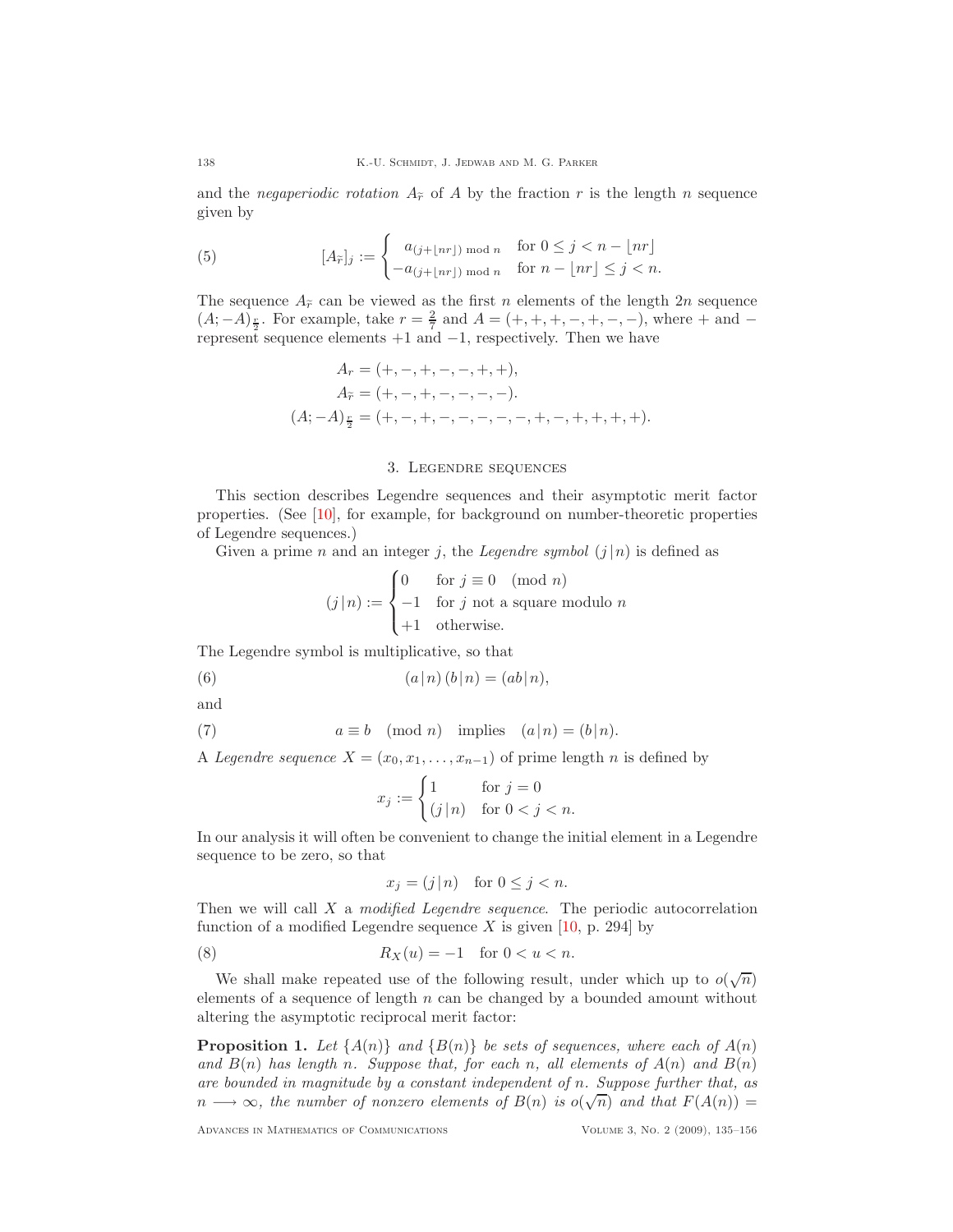and the *negaperiodic rotation* $A_{\tilde{r}}$ of $A$ by the fraction $r$ is the length $n$ sequence given by

$$[A_{\tilde{r}}]_j := \begin{cases} a_{(j+\lfloor nr \rfloor) \bmod n} & \text{for } 0 \le j < n - \lfloor nr \rfloor \\ -a_{(j+\lfloor nr \rfloor) \bmod n} & \text{for } n - \lfloor nr \rfloor \le j < n. \end{cases} \tag{5}$$

The sequence $A_{\tilde{r}}$ can be viewed as the first $n$ elements of the length $2n$ sequence $(A; -A)_{\frac{r}{2}}$. For example, take $r = \frac{2}{7}$ and $A = (+, +, +, -, +, -, -)$, where $+$ and $-$ represent sequence elements $+1$ and $-1$, respectively. Then we have

$$\begin{aligned} A_r &= (+, -, +, -, -, +, +), \\ A_{\tilde{r}} &= (+, -, +, -, -, -, -). \\ (A; -A)_{\frac{r}{2}} &= (+, -, +, -, -, -, -, -, +, -, +, +, +, +). \end{aligned}$$

## 3. Legendre sequences

This section describes Legendre sequences and their asymptotic merit factor properties. (See [10], for example, for background on number-theoretic properties of Legendre sequences.)

Given a prime $n$ and an integer $j$, the *Legendre symbol* $(j \,|\, n)$ is defined as

$$(j \,|\, n) := \begin{cases} 0 & \text{for } j \equiv 0 \pmod{n} \\ -1 & \text{for } j \text{ not a square modulo } n \\ +1 & \text{otherwise.} \end{cases}$$

The Legendre symbol is multiplicative, so that

$$(a \,|\, n)\,(b \,|\, n) = (ab \,|\, n), \tag{6}$$

and

$$a \equiv b \pmod{n} \quad \text{implies} \quad (a \,|\, n) = (b \,|\, n). \tag{7}$$

A *Legendre sequence* $X = (x_0, x_1, \ldots, x_{n-1})$ of prime length $n$ is defined by

$$x_j := \begin{cases} 1 & \text{for } j = 0 \\ (j \,|\, n) & \text{for } 0 < j < n. \end{cases}$$

In our analysis it will often be convenient to change the initial element in a Legendre sequence to be zero, so that

$$x_j = (j \,|\, n) \quad \text{for } 0 \le j < n.$$

Then we will call $X$ a *modified Legendre sequence*. The periodic autocorrelation function of a modified Legendre sequence $X$ is given [10, p. 294] by

$$R_X(u) = -1 \quad \text{for } 0 < u < n. \tag{8}$$

We shall make repeated use of the following result, under which up to $o(\sqrt{n})$ elements of a sequence of length $n$ can be changed by a bounded amount without altering the asymptotic reciprocal merit factor:

**Proposition 1.** *Let $\{A(n)\}$ and $\{B(n)\}$ be sets of sequences, where each of $A(n)$ and $B(n)$ has length $n$. Suppose that, for each $n$, all elements of $A(n)$ and $B(n)$ are bounded in magnitude by a constant independent of $n$. Suppose further that, as $n \longrightarrow \infty$, the number of nonzero elements of $B(n)$ is $o(\sqrt{n})$ and that $F(A(n)) =$*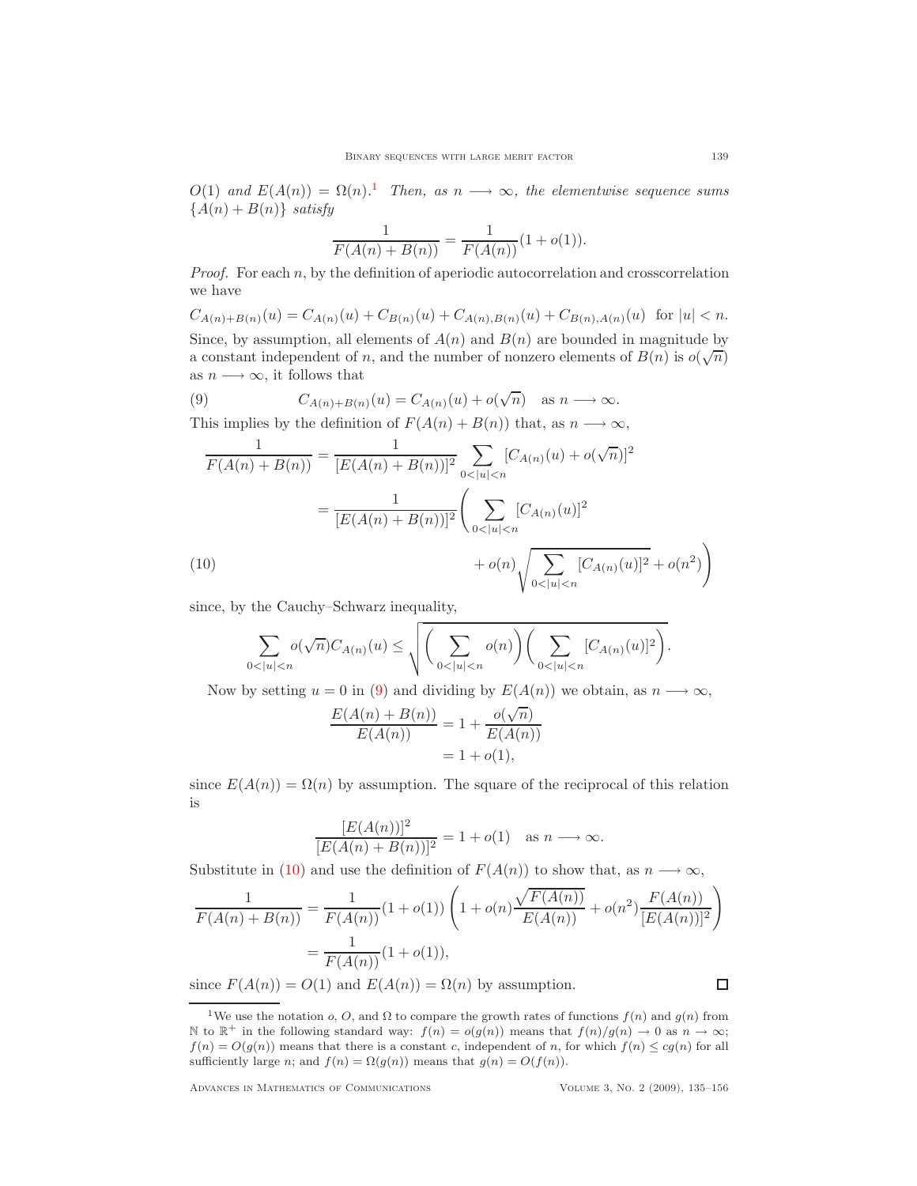$O(1)$ *and* $E(A(n)) = \Omega(n)$.[1] *Then, as* $n \longrightarrow \infty$, *the elementwise sequence sums* $\{A(n) + B(n)\}$ *satisfy*

$$\frac{1}{F(A(n)+B(n))} = \frac{1}{F(A(n))}(1+o(1)).$$

*Proof.* For each $n$, by the definition of aperiodic autocorrelation and crosscorrelation we have

$$C_{A(n)+B(n)}(u) = C_{A(n)}(u) + C_{B(n)}(u) + C_{A(n),B(n)}(u) + C_{B(n),A(n)}(u) \quad \text{for } |u| < n.$$

Since, by assumption, all elements of $A(n)$ and $B(n)$ are bounded in magnitude by a constant independent of $n$, and the number of nonzero elements of $B(n)$ is $o(\sqrt{n})$ as $n \longrightarrow \infty$, it follows that

$$C_{A(n)+B(n)}(u) = C_{A(n)}(u) + o(\sqrt{n}) \quad \text{as } n \longrightarrow \infty. \tag{9}$$

This implies by the definition of $F(A(n)+B(n))$ that, as $n \longrightarrow \infty$,

$$\begin{aligned}
\frac{1}{F(A(n)+B(n))} &= \frac{1}{[E(A(n)+B(n))]^2} \sum_{0<|u|<n} [C_{A(n)}(u) + o(\sqrt{n})]^2 \\
&= \frac{1}{[E(A(n)+B(n))]^2} \Bigg( \sum_{0<|u|<n} [C_{A(n)}(u)]^2 \\
&\qquad + o(n) \sqrt{\sum_{0<|u|<n} [C_{A(n)}(u)]^2} + o(n^2) \Bigg)
\end{aligned} \tag{10}$$

since, by the Cauchy–Schwarz inequality,

$$\sum_{0<|u|<n} o(\sqrt{n}) C_{A(n)}(u) \le \sqrt{\Bigg( \sum_{0<|u|<n} o(n) \Bigg) \Bigg( \sum_{0<|u|<n} [C_{A(n)}(u)]^2 \Bigg)}.$$

Now by setting $u = 0$ in (9) and dividing by $E(A(n))$ we obtain, as $n \longrightarrow \infty$,

$$\begin{aligned}
\frac{E(A(n)+B(n))}{E(A(n))} &= 1 + \frac{o(\sqrt{n})}{E(A(n))} \\
&= 1 + o(1),
\end{aligned}$$

since $E(A(n)) = \Omega(n)$ by assumption. The square of the reciprocal of this relation is

$$\frac{[E(A(n))]^2}{[E(A(n)+B(n))]^2} = 1 + o(1) \quad \text{as } n \longrightarrow \infty.$$

Substitute in (10) and use the definition of $F(A(n))$ to show that, as $n \longrightarrow \infty$,

$$\begin{aligned}
\frac{1}{F(A(n)+B(n))} &= \frac{1}{F(A(n))}(1+o(1)) \left( 1 + o(n) \frac{\sqrt{F(A(n))}}{E(A(n))} + o(n^2) \frac{F(A(n))}{[E(A(n))]^2} \right) \\
&= \frac{1}{F(A(n))}(1+o(1)),
\end{aligned}$$

since $F(A(n)) = O(1)$ and $E(A(n)) = \Omega(n)$ by assumption. ∎

---

[1] We use the notation $o$, $O$, and $\Omega$ to compare the growth rates of functions $f(n)$ and $g(n)$ from $\mathbb{N}$ to $\mathbb{R}^+$ in the following standard way: $f(n) = o(g(n))$ means that $f(n)/g(n) \to 0$ as $n \to \infty$; $f(n) = O(g(n))$ means that there is a constant $c$, independent of $n$, for which $f(n) \le cg(n)$ for all sufficiently large $n$; and $f(n) = \Omega(g(n))$ means that $g(n) = O(f(n))$.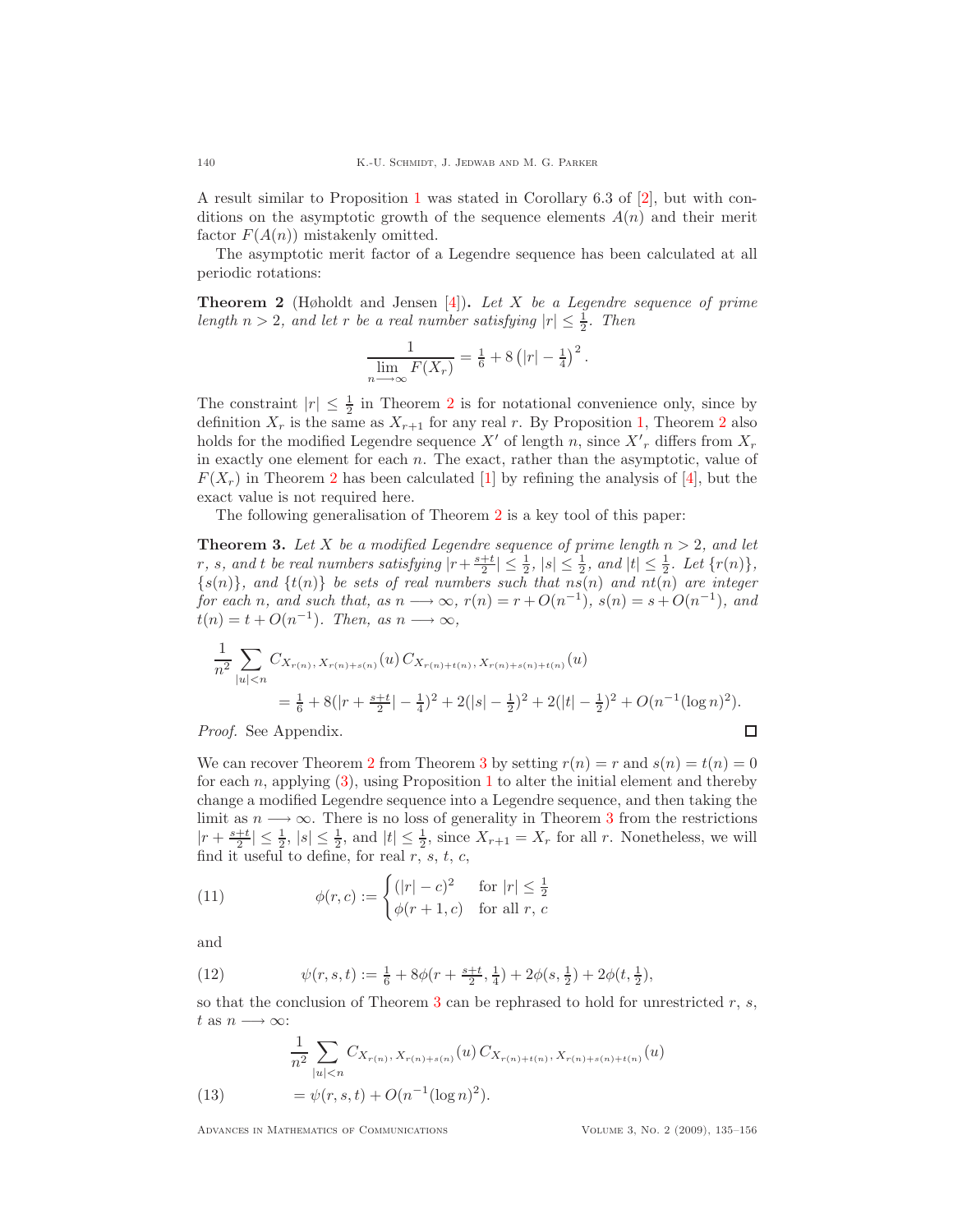A result similar to Proposition 1 was stated in Corollary 6.3 of [2], but with conditions on the asymptotic growth of the sequence elements $A(n)$ and their merit factor $F(A(n))$ mistakenly omitted.

The asymptotic merit factor of a Legendre sequence has been calculated at all periodic rotations:

**Theorem 2** (Høholdt and Jensen [4])**.** *Let $X$ be a Legendre sequence of prime length $n > 2$, and let $r$ be a real number satisfying $|r| \le \frac{1}{2}$. Then*

$$\frac{1}{\lim\limits_{n \longrightarrow \infty} F(X_r)} = \tfrac{1}{6} + 8\left(|r| - \tfrac{1}{4}\right)^2.$$

The constraint $|r| \le \frac{1}{2}$ in Theorem 2 is for notational convenience only, since by definition $X_r$ is the same as $X_{r+1}$ for any real $r$. By Proposition 1, Theorem 2 also holds for the modified Legendre sequence $X'$ of length $n$, since $X'_r$ differs from $X_r$ in exactly one element for each $n$. The exact, rather than the asymptotic, value of $F(X_r)$ in Theorem 2 has been calculated [1] by refining the analysis of [4], but the exact value is not required here.

The following generalisation of Theorem 2 is a key tool of this paper:

**Theorem 3.** *Let $X$ be a modified Legendre sequence of prime length $n > 2$, and let $r$, $s$, and $t$ be real numbers satisfying $|r + \frac{s+t}{2}| \le \frac{1}{2}$, $|s| \le \frac{1}{2}$, and $|t| \le \frac{1}{2}$. Let $\{r(n)\}$, $\{s(n)\}$, and $\{t(n)\}$ be sets of real numbers such that $ns(n)$ and $nt(n)$ are integer for each $n$, and such that, as $n \longrightarrow \infty$, $r(n) = r + O(n^{-1})$, $s(n) = s + O(n^{-1})$, and $t(n) = t + O(n^{-1})$. Then, as $n \longrightarrow \infty$,*

$$\frac{1}{n^2} \sum_{|u|<n} C_{X_{r(n)},\, X_{r(n)+s(n)}}(u)\, C_{X_{r(n)+t(n)},\, X_{r(n)+s(n)+t(n)}}(u)$$
$$= \tfrac{1}{6} + 8(|r + \tfrac{s+t}{2}| - \tfrac{1}{4})^2 + 2(|s| - \tfrac{1}{2})^2 + 2(|t| - \tfrac{1}{2})^2 + O(n^{-1}(\log n)^2).$$

*Proof.* See Appendix. ∎

We can recover Theorem 2 from Theorem 3 by setting $r(n) = r$ and $s(n) = t(n) = 0$ for each $n$, applying (3), using Proposition 1 to alter the initial element and thereby change a modified Legendre sequence into a Legendre sequence, and then taking the limit as $n \longrightarrow \infty$. There is no loss of generality in Theorem 3 from the restrictions $|r + \frac{s+t}{2}| \le \frac{1}{2}$, $|s| \le \frac{1}{2}$, and $|t| \le \frac{1}{2}$, since $X_{r+1} = X_r$ for all $r$. Nonetheless, we will find it useful to define, for real $r$, $s$, $t$, $c$,

$$\phi(r, c) := \begin{cases} (|r| - c)^2 & \text{for } |r| \le \frac{1}{2} \\ \phi(r+1, c) & \text{for all } r,\ c \end{cases} \tag{11}$$

and

$$\psi(r, s, t) := \tfrac{1}{6} + 8\phi(r + \tfrac{s+t}{2}, \tfrac{1}{4}) + 2\phi(s, \tfrac{1}{2}) + 2\phi(t, \tfrac{1}{2}), \tag{12}$$

so that the conclusion of Theorem 3 can be rephrased to hold for unrestricted $r$, $s$, $t$ as $n \longrightarrow \infty$:

$$\frac{1}{n^2} \sum_{|u|<n} C_{X_{r(n)},\, X_{r(n)+s(n)}}(u)\, C_{X_{r(n)+t(n)},\, X_{r(n)+s(n)+t(n)}}(u)$$
$$= \psi(r, s, t) + O(n^{-1}(\log n)^2). \tag{13}$$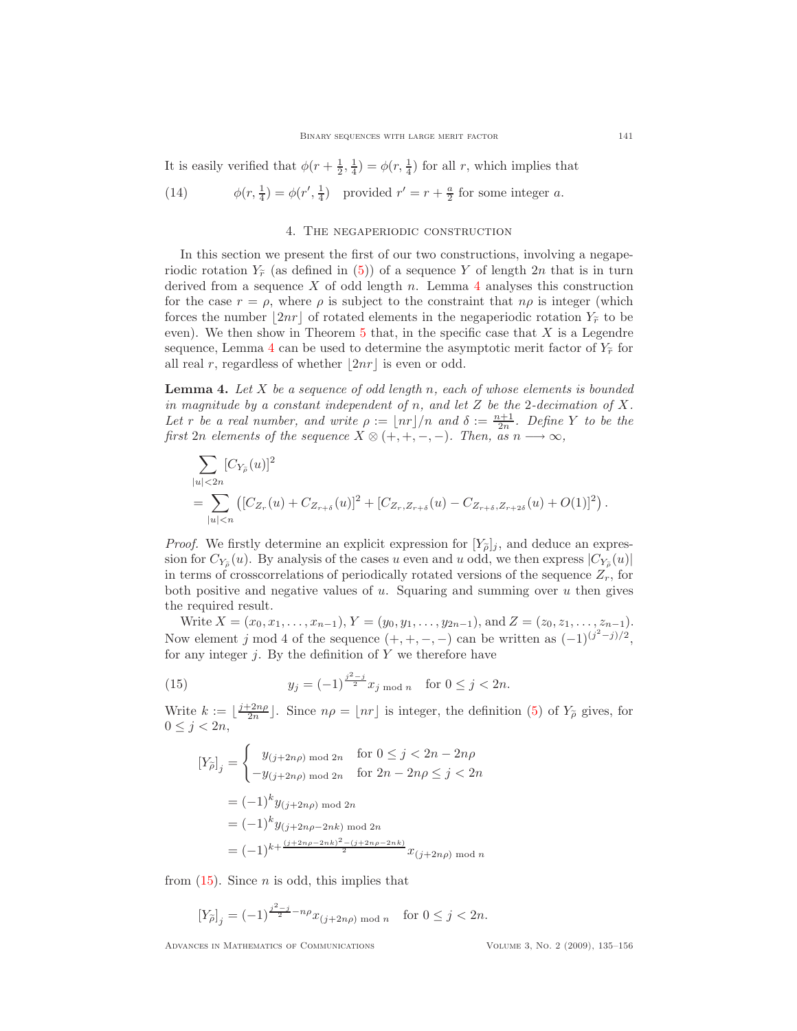It is easily verified that $\phi(r+\frac{1}{2},\frac{1}{4}) = \phi(r,\frac{1}{4})$ for all $r$, which implies that

$$\phi(r,\tfrac{1}{4}) = \phi(r',\tfrac{1}{4}) \quad \text{provided } r' = r + \tfrac{a}{2} \text{ for some integer } a. \tag{14}$$

## 4. The negaperiodic construction

In this section we present the first of our two constructions, involving a negaperiodic rotation $Y_{\widetilde{r}}$ (as defined in (5)) of a sequence $Y$ of length $2n$ that is in turn derived from a sequence $X$ of odd length $n$. Lemma 4 analyses this construction for the case $r = \rho$, where $\rho$ is subject to the constraint that $n\rho$ is integer (which forces the number $\lfloor 2nr \rfloor$ of rotated elements in the negaperiodic rotation $Y_{\widetilde{r}}$ to be even). We then show in Theorem 5 that, in the specific case that $X$ is a Legendre sequence, Lemma 4 can be used to determine the asymptotic merit factor of $Y_{\widetilde{r}}$ for all real $r$, regardless of whether $\lfloor 2nr \rfloor$ is even or odd.

**Lemma 4.** *Let $X$ be a sequence of odd length $n$, each of whose elements is bounded in magnitude by a constant independent of $n$, and let $Z$ be the 2-decimation of $X$. Let $r$ be a real number, and write $\rho := \lfloor nr \rfloor / n$ and $\delta := \frac{n+1}{2n}$. Define $Y$ to be the first $2n$ elements of the sequence $X \otimes (+,+,-,-)$. Then, as $n \longrightarrow \infty$,*

$$\begin{aligned}
&\sum_{|u|<2n} [C_{Y_{\widetilde{\rho}}}(u)]^2 \\
&= \sum_{|u|<n} \left( [C_{Z_r}(u) + C_{Z_{r+\delta}}(u)]^2 + [C_{Z_r,Z_{r+\delta}}(u) - C_{Z_{r+\delta},Z_{r+2\delta}}(u) + O(1)]^2 \right).
\end{aligned}$$

*Proof.* We firstly determine an explicit expression for $[Y_{\widetilde{\rho}}]_j$, and deduce an expression for $C_{Y_{\widetilde{\rho}}}(u)$. By analysis of the cases $u$ even and $u$ odd, we then express $|C_{Y_{\widetilde{\rho}}}(u)|$ in terms of crosscorrelations of periodically rotated versions of the sequence $Z_r$, for both positive and negative values of $u$. Squaring and summing over $u$ then gives the required result.

Write $X = (x_0, x_1, \ldots, x_{n-1})$, $Y = (y_0, y_1, \ldots, y_{2n-1})$, and $Z = (z_0, z_1, \ldots, z_{n-1})$. Now element $j \bmod 4$ of the sequence $(+,+,-,-)$ can be written as $(-1)^{(j^2-j)/2}$, for any integer $j$. By the definition of $Y$ we therefore have

$$y_j = (-1)^{\frac{j^2-j}{2}} x_{j \bmod n} \quad \text{for } 0 \le j < 2n. \tag{15}$$

Write $k := \lfloor \frac{j+2n\rho}{2n} \rfloor$. Since $n\rho = \lfloor nr \rfloor$ is integer, the definition (5) of $Y_{\widetilde{\rho}}$ gives, for $0 \le j < 2n$,

$$\begin{aligned}
[Y_{\widetilde{\rho}}]_j &= \begin{cases} y_{(j+2n\rho) \bmod 2n} & \text{for } 0 \le j < 2n - 2n\rho \\ -y_{(j+2n\rho) \bmod 2n} & \text{for } 2n - 2n\rho \le j < 2n \end{cases} \\
&= (-1)^k y_{(j+2n\rho) \bmod 2n} \\
&= (-1)^k y_{(j+2n\rho-2nk) \bmod 2n} \\
&= (-1)^{k + \frac{(j+2n\rho-2nk)^2 - (j+2n\rho-2nk)}{2}} x_{(j+2n\rho) \bmod n}
\end{aligned}$$

from (15). Since $n$ is odd, this implies that

$$[Y_{\widetilde{\rho}}]_j = (-1)^{\frac{j^2-j}{2} - n\rho} x_{(j+2n\rho) \bmod n} \quad \text{for } 0 \le j < 2n.$$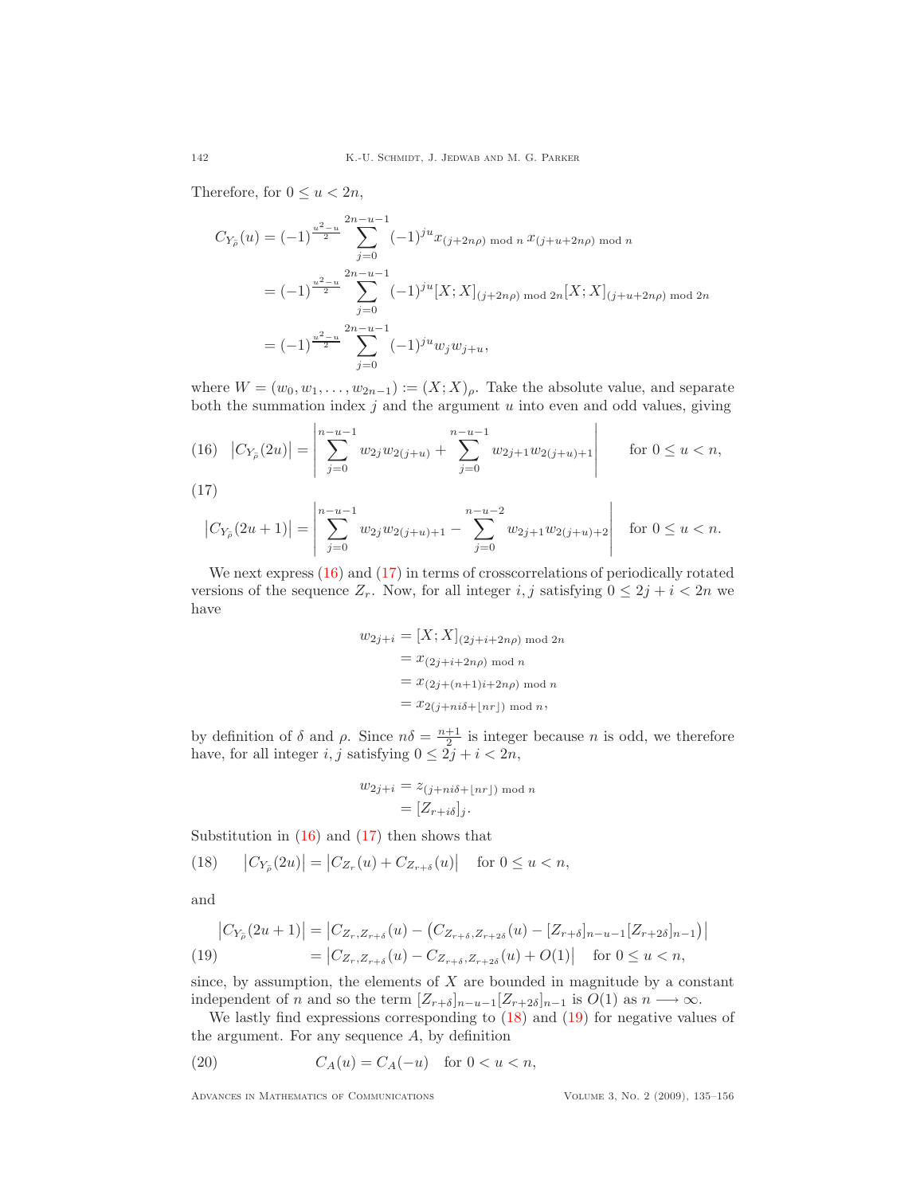Therefore, for $0 \le u < 2n$,

$$
\begin{aligned}
C_{Y_{\tilde{\rho}}}(u) &= (-1)^{\frac{u^2-u}{2}} \sum_{j=0}^{2n-u-1} (-1)^{ju} x_{(j+2n\rho) \bmod n}\, x_{(j+u+2n\rho) \bmod n} \\
&= (-1)^{\frac{u^2-u}{2}} \sum_{j=0}^{2n-u-1} (-1)^{ju} [X;X]_{(j+2n\rho) \bmod 2n} [X;X]_{(j+u+2n\rho) \bmod 2n} \\
&= (-1)^{\frac{u^2-u}{2}} \sum_{j=0}^{2n-u-1} (-1)^{ju} w_j w_{j+u},
\end{aligned}
$$

where $W = (w_0, w_1, \dots, w_{2n-1}) := (X;X)_\rho$. Take the absolute value, and separate both the summation index $j$ and the argument $u$ into even and odd values, giving

$$
(16) \quad \left|C_{Y_{\tilde{\rho}}}(2u)\right| = \left| \sum_{j=0}^{n-u-1} w_{2j} w_{2(j+u)} + \sum_{j=0}^{n-u-1} w_{2j+1} w_{2(j+u)+1} \right| \quad \text{for } 0 \le u < n,
$$

(17)

$$
\left|C_{Y_{\tilde{\rho}}}(2u+1)\right| = \left| \sum_{j=0}^{n-u-1} w_{2j} w_{2(j+u)+1} - \sum_{j=0}^{n-u-2} w_{2j+1} w_{2(j+u)+2} \right| \quad \text{for } 0 \le u < n.
$$

We next express (16) and (17) in terms of crosscorrelations of periodically rotated versions of the sequence $Z_r$. Now, for all integer $i, j$ satisfying $0 \le 2j + i < 2n$ we have

$$
\begin{aligned}
w_{2j+i} &= [X;X]_{(2j+i+2n\rho) \bmod 2n} \\
&= x_{(2j+i+2n\rho) \bmod n} \\
&= x_{(2j+(n+1)i+2n\rho) \bmod n} \\
&= x_{2(j+ni\delta+\lfloor nr \rfloor) \bmod n},
\end{aligned}
$$

by definition of $\delta$ and $\rho$. Since $n\delta = \frac{n+1}{2}$ is integer because $n$ is odd, we therefore have, for all integer $i, j$ satisfying $0 \le 2j + i < 2n$,

$$
\begin{aligned}
w_{2j+i} &= z_{(j+ni\delta+\lfloor nr \rfloor) \bmod n} \\
&= [Z_{r+i\delta}]_j.
\end{aligned}
$$

Substitution in (16) and (17) then shows that

$$
(18) \qquad \left|C_{Y_{\tilde{\rho}}}(2u)\right| = \left|C_{Z_r}(u) + C_{Z_{r+\delta}}(u)\right| \quad \text{for } 0 \le u < n,
$$

and

$$
\begin{aligned}
\left|C_{Y_{\tilde{\rho}}}(2u+1)\right| &= \left|C_{Z_r, Z_{r+\delta}}(u) - \left(C_{Z_{r+\delta}, Z_{r+2\delta}}(u) - [Z_{r+\delta}]_{n-u-1}[Z_{r+2\delta}]_{n-1}\right)\right| \\
(19) \qquad &= \left|C_{Z_r, Z_{r+\delta}}(u) - C_{Z_{r+\delta}, Z_{r+2\delta}}(u) + O(1)\right| \quad \text{for } 0 \le u < n,
\end{aligned}
$$

since, by assumption, the elements of $X$ are bounded in magnitude by a constant independent of $n$ and so the term $[Z_{r+\delta}]_{n-u-1}[Z_{r+2\delta}]_{n-1}$ is $O(1)$ as $n \longrightarrow \infty$.

We lastly find expressions corresponding to (18) and (19) for negative values of the argument. For any sequence $A$, by definition

$$
(20) \qquad C_A(u) = C_A(-u) \quad \text{for } 0 < u < n,
$$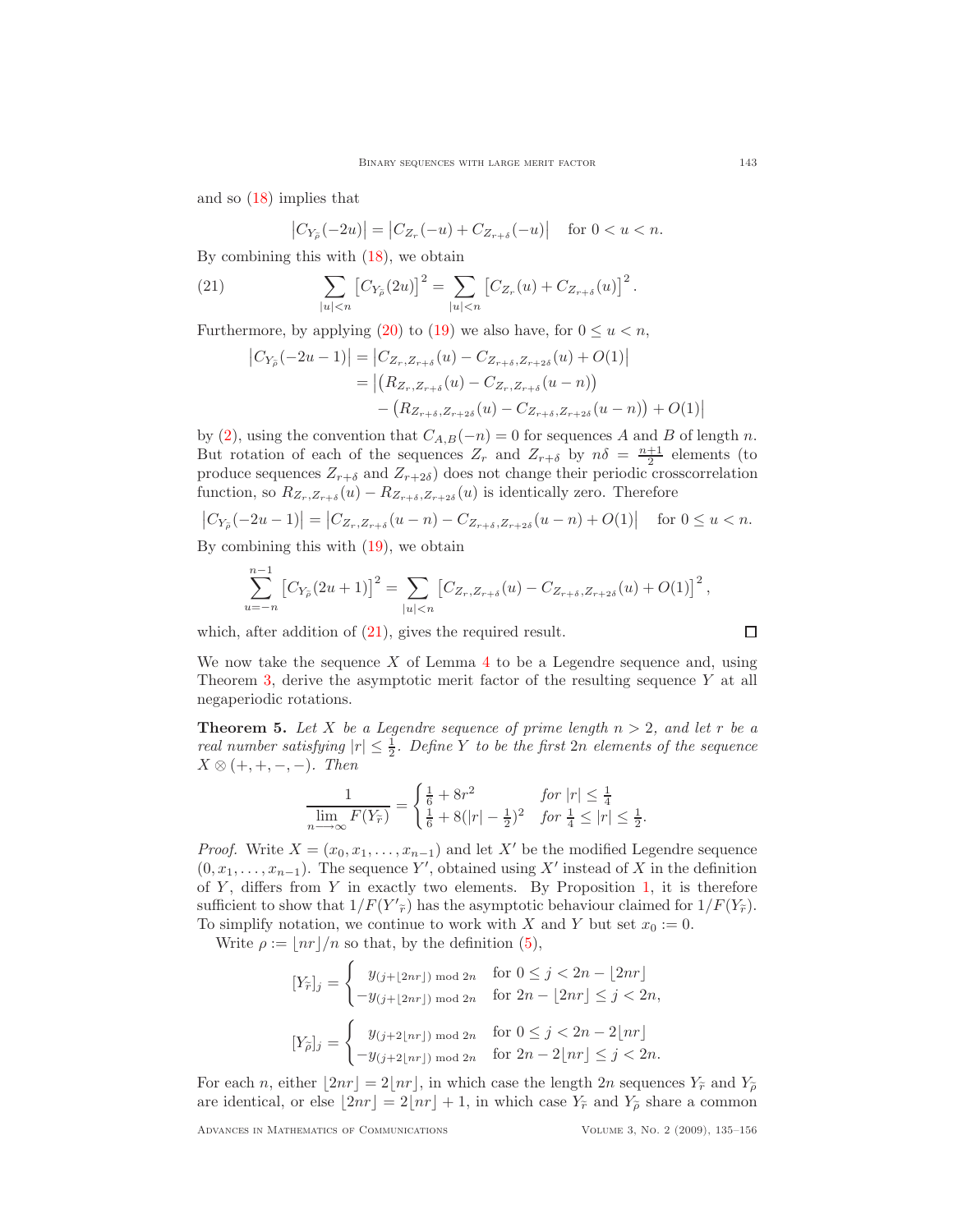and so (18) implies that

$$\left|C_{Y_{\widetilde{\rho}}}(-2u)\right| = \left|C_{Z_r}(-u) + C_{Z_{r+\delta}}(-u)\right| \quad \text{for } 0 < u < n.$$

By combining this with (18), we obtain

$$\sum_{|u|<n} \left[C_{Y_{\widetilde{\rho}}}(2u)\right]^2 = \sum_{|u|<n} \left[C_{Z_r}(u) + C_{Z_{r+\delta}}(u)\right]^2. \tag{21}$$

Furthermore, by applying (20) to (19) we also have, for $0 \le u < n$,

$$\begin{aligned}
\left|C_{Y_{\widetilde{\rho}}}(-2u-1)\right| &= \left|C_{Z_r,Z_{r+\delta}}(u) - C_{Z_{r+\delta},Z_{r+2\delta}}(u) + O(1)\right| \\
&= \big|\left(R_{Z_r,Z_{r+\delta}}(u) - C_{Z_r,Z_{r+\delta}}(u-n)\right) \\
&\qquad - \left(R_{Z_{r+\delta},Z_{r+2\delta}}(u) - C_{Z_{r+\delta},Z_{r+2\delta}}(u-n)\right) + O(1)\big|
\end{aligned}$$

by (2), using the convention that $C_{A,B}(-n) = 0$ for sequences $A$ and $B$ of length $n$. But rotation of each of the sequences $Z_r$ and $Z_{r+\delta}$ by $n\delta = \frac{n+1}{2}$ elements (to produce sequences $Z_{r+\delta}$ and $Z_{r+2\delta}$) does not change their periodic crosscorrelation function, so $R_{Z_r,Z_{r+\delta}}(u) - R_{Z_{r+\delta},Z_{r+2\delta}}(u)$ is identically zero. Therefore

$$\left|C_{Y_{\widetilde{\rho}}}(-2u-1)\right| = \left|C_{Z_r,Z_{r+\delta}}(u-n) - C_{Z_{r+\delta},Z_{r+2\delta}}(u-n) + O(1)\right| \quad \text{for } 0 \le u < n.$$

By combining this with (19), we obtain

$$\sum_{u=-n}^{n-1} \left[C_{Y_{\widetilde{\rho}}}(2u+1)\right]^2 = \sum_{|u|<n} \left[C_{Z_r,Z_{r+\delta}}(u) - C_{Z_{r+\delta},Z_{r+2\delta}}(u) + O(1)\right]^2,$$

which, after addition of (21), gives the required result. $\square$

We now take the sequence $X$ of Lemma 4 to be a Legendre sequence and, using Theorem 3, derive the asymptotic merit factor of the resulting sequence $Y$ at all negaperiodic rotations.

**Theorem 5.** *Let $X$ be a Legendre sequence of prime length $n > 2$, and let $r$ be a real number satisfying $|r| \le \frac{1}{2}$. Define $Y$ to be the first $2n$ elements of the sequence $X \otimes (+,+,-,-)$. Then*

$$\frac{1}{\lim\limits_{n\longrightarrow\infty} F(Y_{\widetilde{r}})} = \begin{cases} \frac{1}{6} + 8r^2 & \text{for } |r| \le \frac{1}{4} \\ \frac{1}{6} + 8(|r| - \frac{1}{2})^2 & \text{for } \frac{1}{4} \le |r| \le \frac{1}{2}. \end{cases}$$

*Proof.* Write $X = (x_0, x_1, \ldots, x_{n-1})$ and let $X'$ be the modified Legendre sequence $(0, x_1, \ldots, x_{n-1})$. The sequence $Y'$, obtained using $X'$ instead of $X$ in the definition of $Y$, differs from $Y$ in exactly two elements. By Proposition 1, it is therefore sufficient to show that $1/F(Y'_{\widetilde{r}})$ has the asymptotic behaviour claimed for $1/F(Y_{\widetilde{r}})$. To simplify notation, we continue to work with $X$ and $Y$ but set $x_0 := 0$.

Write $\rho := \lfloor nr \rfloor / n$ so that, by the definition (5),

$$[Y_{\widetilde{r}}]_j = \begin{cases} y_{(j+\lfloor 2nr \rfloor) \bmod 2n} & \text{for } 0 \le j < 2n - \lfloor 2nr \rfloor \\ -y_{(j+\lfloor 2nr \rfloor) \bmod 2n} & \text{for } 2n - \lfloor 2nr \rfloor \le j < 2n, \end{cases}$$

$$[Y_{\widetilde{\rho}}]_j = \begin{cases} y_{(j+2\lfloor nr \rfloor) \bmod 2n} & \text{for } 0 \le j < 2n - 2\lfloor nr \rfloor \\ -y_{(j+2\lfloor nr \rfloor) \bmod 2n} & \text{for } 2n - 2\lfloor nr \rfloor \le j < 2n. \end{cases}$$

For each $n$, either $\lfloor 2nr \rfloor = 2\lfloor nr \rfloor$, in which case the length $2n$ sequences $Y_{\widetilde{r}}$ and $Y_{\widetilde{\rho}}$ are identical, or else $\lfloor 2nr \rfloor = 2\lfloor nr \rfloor + 1$, in which case $Y_{\widetilde{r}}$ and $Y_{\widetilde{\rho}}$ share a common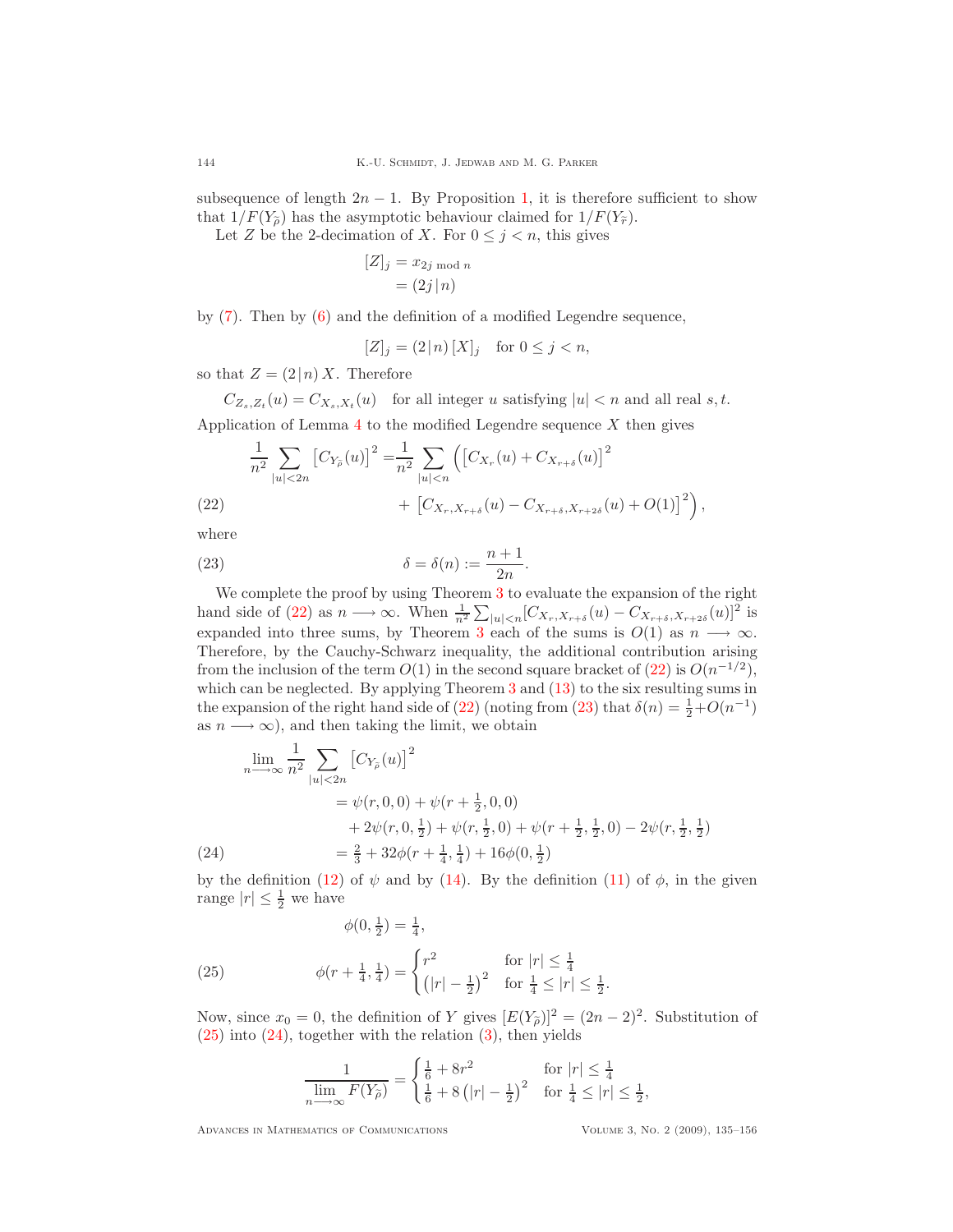subsequence of length $2n-1$. By Proposition 1, it is therefore sufficient to show that $1/F(Y_{\widetilde{\rho}})$ has the asymptotic behaviour claimed for $1/F(Y_{\widetilde{r}})$.

Let $Z$ be the 2-decimation of $X$. For $0 \le j < n$, this gives

$$
\begin{aligned}
[Z]_j &= x_{2j \bmod n} \\
&= (2j \,|\, n)
\end{aligned}
$$

by (7). Then by (6) and the definition of a modified Legendre sequence,

$$
[Z]_j = (2 \,|\, n)\,[X]_j \quad \text{for } 0 \le j < n,
$$

so that $Z = (2 \,|\, n)\, X$. Therefore

$$
C_{Z_s, Z_t}(u) = C_{X_s, X_t}(u) \quad \text{for all integer } u \text{ satisfying } |u| < n \text{ and all real } s, t.
$$

Application of Lemma 4 to the modified Legendre sequence $X$ then gives

$$
\begin{aligned}
\frac{1}{n^2} \sum_{|u|<2n} \big[C_{Y_{\widetilde{\rho}}}(u)\big]^2 = &\frac{1}{n^2} \sum_{|u|<n} \Big( \big[C_{X_r}(u) + C_{X_{r+\delta}}(u)\big]^2 \\
&+ \big[C_{X_r, X_{r+\delta}}(u) - C_{X_{r+\delta}, X_{r+2\delta}}(u) + O(1)\big]^2 \Big),
\end{aligned} \tag{22}
$$

where

$$
\delta = \delta(n) := \frac{n+1}{2n}. \tag{23}
$$

We complete the proof by using Theorem 3 to evaluate the expansion of the right hand side of (22) as $n \longrightarrow \infty$. When $\frac{1}{n^2} \sum_{|u|<n} [C_{X_r, X_{r+\delta}}(u) - C_{X_{r+\delta}, X_{r+2\delta}}(u)]^2$ is expanded into three sums, by Theorem 3 each of the sums is $O(1)$ as $n \longrightarrow \infty$. Therefore, by the Cauchy-Schwarz inequality, the additional contribution arising from the inclusion of the term $O(1)$ in the second square bracket of (22) is $O(n^{-1/2})$, which can be neglected. By applying Theorem 3 and (13) to the six resulting sums in the expansion of the right hand side of (22) (noting from (23) that $\delta(n) = \frac{1}{2} + O(n^{-1})$ as $n \longrightarrow \infty$), and then taking the limit, we obtain

$$
\begin{aligned}
\lim_{n \longrightarrow \infty} \frac{1}{n^2} &\sum_{|u|<2n} \big[C_{Y_{\widetilde{\rho}}}(u)\big]^2 \\
&= \psi(r,0,0) + \psi(r+\tfrac{1}{2},0,0) \\
&\quad + 2\psi(r,0,\tfrac{1}{2}) + \psi(r,\tfrac{1}{2},0) + \psi(r+\tfrac{1}{2},\tfrac{1}{2},0) - 2\psi(r,\tfrac{1}{2},\tfrac{1}{2}) \\
&= \tfrac{2}{3} + 32\phi(r+\tfrac{1}{4},\tfrac{1}{4}) + 16\phi(0,\tfrac{1}{2})
\end{aligned} \tag{24}
$$

by the definition (12) of $\psi$ and by (14). By the definition (11) of $\phi$, in the given range $|r| \le \frac{1}{2}$ we have

$$
\phi(0,\tfrac{1}{2}) = \tfrac{1}{4},
$$

$$
\phi(r+\tfrac{1}{4},\tfrac{1}{4}) = \begin{cases} r^2 & \text{for } |r| \le \frac{1}{4} \\ \big(|r| - \frac{1}{2}\big)^2 & \text{for } \frac{1}{4} \le |r| \le \frac{1}{2}. \end{cases} \tag{25}
$$

Now, since $x_0 = 0$, the definition of $Y$ gives $[E(Y_{\widetilde{\rho}})]^2 = (2n-2)^2$. Substitution of (25) into (24), together with the relation (3), then yields

$$
\frac{1}{\lim\limits_{n \longrightarrow \infty} F(Y_{\widetilde{\rho}})} = \begin{cases} \frac{1}{6} + 8r^2 & \text{for } |r| \le \frac{1}{4} \\ \frac{1}{6} + 8\big(|r| - \frac{1}{2}\big)^2 & \text{for } \frac{1}{4} \le |r| \le \frac{1}{2}, \end{cases}
$$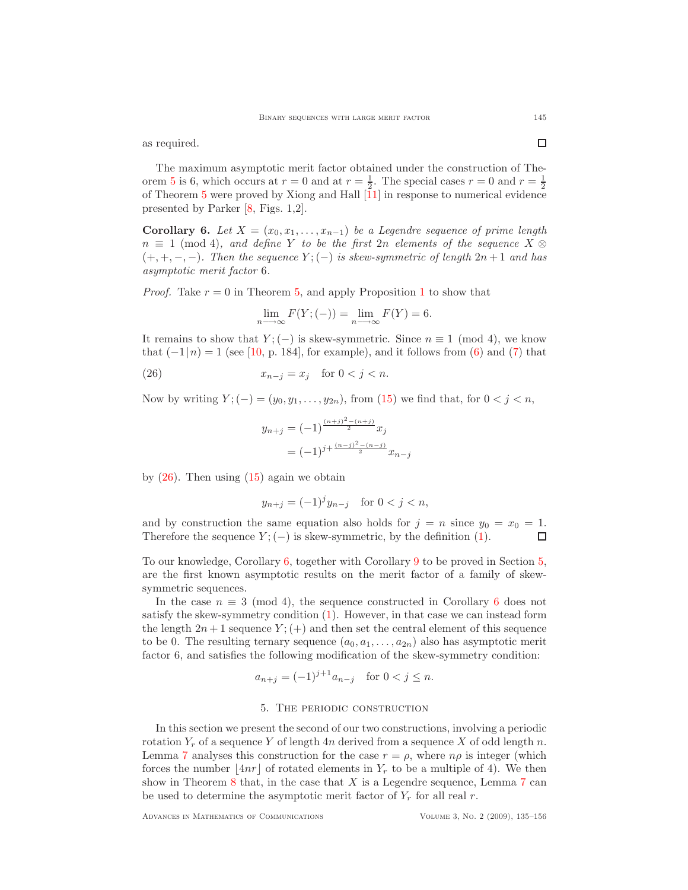as required. $\square$

The maximum asymptotic merit factor obtained under the construction of Theorem 5 is 6, which occurs at $r = 0$ and at $r = \frac{1}{2}$. The special cases $r = 0$ and $r = \frac{1}{2}$ of Theorem 5 were proved by Xiong and Hall [11] in response to numerical evidence presented by Parker [8, Figs. 1,2].

**Corollary 6.** *Let $X = (x_0, x_1, \ldots, x_{n-1})$ be a Legendre sequence of prime length $n \equiv 1 \pmod 4$, and define $Y$ to be the first $2n$ elements of the sequence $X \otimes (+,+,-,-)$. Then the sequence $Y;(-)$ is skew-symmetric of length $2n+1$ and has asymptotic merit factor 6.*

*Proof.* Take $r = 0$ in Theorem 5, and apply Proposition 1 to show that

$$\lim_{n \longrightarrow \infty} F(Y;(-)) = \lim_{n \longrightarrow \infty} F(Y) = 6.$$

It remains to show that $Y;(-)$ is skew-symmetric. Since $n \equiv 1 \pmod 4$, we know that $(-1\,|\,n) = 1$ (see [10, p. 184], for example), and it follows from (6) and (7) that

$$x_{n-j} = x_j \quad \text{for } 0 < j < n. \tag{26}$$

Now by writing $Y;(-) = (y_0, y_1, \ldots, y_{2n})$, from (15) we find that, for $0 < j < n$,

$$\begin{aligned} y_{n+j} &= (-1)^{\frac{(n+j)^2-(n+j)}{2}} x_j \\ &= (-1)^{j+\frac{(n-j)^2-(n-j)}{2}} x_{n-j} \end{aligned}$$

by (26). Then using (15) again we obtain

$$y_{n+j} = (-1)^j y_{n-j} \quad \text{for } 0 < j < n,$$

and by construction the same equation also holds for $j = n$ since $y_0 = x_0 = 1$. Therefore the sequence $Y;(-)$ is skew-symmetric, by the definition (1). $\square$

To our knowledge, Corollary 6, together with Corollary 9 to be proved in Section 5, are the first known asymptotic results on the merit factor of a family of skew-symmetric sequences.

In the case $n \equiv 3 \pmod 4$, the sequence constructed in Corollary 6 does not satisfy the skew-symmetry condition (1). However, in that case we can instead form the length $2n+1$ sequence $Y;(+)$ and then set the central element of this sequence to be 0. The resulting ternary sequence $(a_0, a_1, \ldots, a_{2n})$ also has asymptotic merit factor 6, and satisfies the following modification of the skew-symmetry condition:

$$a_{n+j} = (-1)^{j+1} a_{n-j} \quad \text{for } 0 < j \leq n.$$

## 5. The periodic construction

In this section we present the second of our two constructions, involving a periodic rotation $Y_r$ of a sequence $Y$ of length $4n$ derived from a sequence $X$ of odd length $n$. Lemma 7 analyses this construction for the case $r = \rho$, where $n\rho$ is integer (which forces the number $\lfloor 4nr \rfloor$ of rotated elements in $Y_r$ to be a multiple of 4). We then show in Theorem 8 that, in the case that $X$ is a Legendre sequence, Lemma 7 can be used to determine the asymptotic merit factor of $Y_r$ for all real $r$.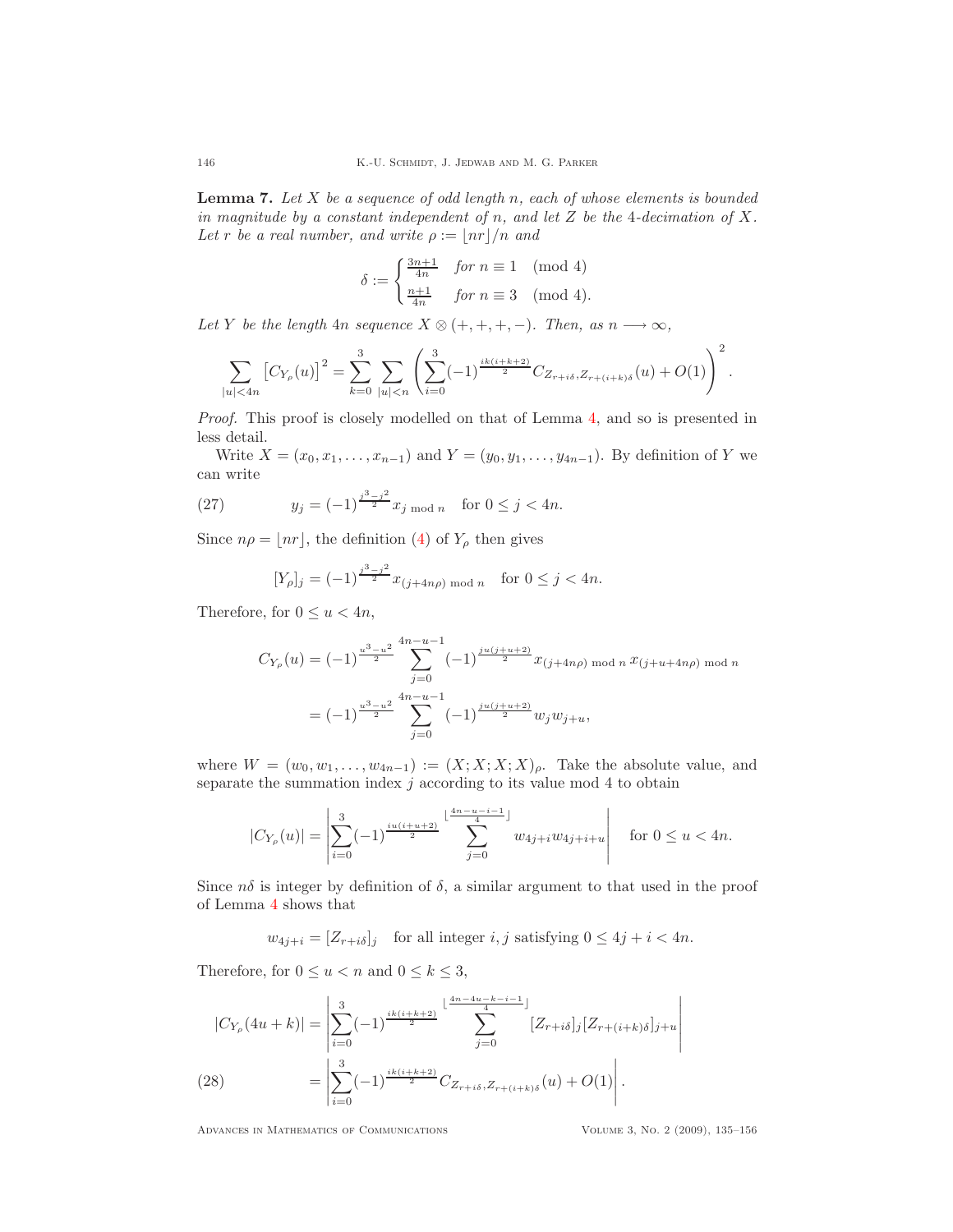**Lemma 7.** *Let $X$ be a sequence of odd length $n$, each of whose elements is bounded in magnitude by a constant independent of $n$, and let $Z$ be the 4-decimation of $X$. Let $r$ be a real number, and write $\rho := \lfloor nr \rfloor / n$ and*

$$\delta := \begin{cases} \frac{3n+1}{4n} & \text{for } n \equiv 1 \pmod 4 \\ \frac{n+1}{4n} & \text{for } n \equiv 3 \pmod 4. \end{cases}$$

*Let $Y$ be the length $4n$ sequence $X \otimes (+,+,+,-)$. Then, as $n \longrightarrow \infty$,*

$$\sum_{|u|<4n} \left[C_{Y_\rho}(u)\right]^2 = \sum_{k=0}^{3} \sum_{|u|<n} \left( \sum_{i=0}^{3} (-1)^{\frac{ik(i+k+2)}{2}} C_{Z_{r+i\delta}, Z_{r+(i+k)\delta}}(u) + O(1) \right)^2.$$

*Proof.* This proof is closely modelled on that of Lemma 4, and so is presented in less detail.

Write $X = (x_0, x_1, \ldots, x_{n-1})$ and $Y = (y_0, y_1, \ldots, y_{4n-1})$. By definition of $Y$ we can write

$$y_j = (-1)^{\frac{j^3-j^2}{2}} x_{j \bmod n} \quad \text{for } 0 \le j < 4n. \tag{27}$$

Since $n\rho = \lfloor nr \rfloor$, the definition (4) of $Y_\rho$ then gives

$$[Y_\rho]_j = (-1)^{\frac{j^3-j^2}{2}} x_{(j+4n\rho) \bmod n} \quad \text{for } 0 \le j < 4n.$$

Therefore, for $0 \le u < 4n$,

$$\begin{aligned} C_{Y_\rho}(u) &= (-1)^{\frac{u^3-u^2}{2}} \sum_{j=0}^{4n-u-1} (-1)^{\frac{ju(j+u+2)}{2}} x_{(j+4n\rho) \bmod n}\, x_{(j+u+4n\rho) \bmod n} \\ &= (-1)^{\frac{u^3-u^2}{2}} \sum_{j=0}^{4n-u-1} (-1)^{\frac{ju(j+u+2)}{2}} w_j w_{j+u}, \end{aligned}$$

where $W = (w_0, w_1, \ldots, w_{4n-1}) := (X; X; X; X)_\rho$. Take the absolute value, and separate the summation index $j$ according to its value mod 4 to obtain

$$|C_{Y_\rho}(u)| = \left| \sum_{i=0}^{3} (-1)^{\frac{iu(i+u+2)}{2}} \sum_{j=0}^{\lfloor \frac{4n-u-i-1}{4} \rfloor} w_{4j+i} w_{4j+i+u} \right| \quad \text{for } 0 \le u < 4n.$$

Since $n\delta$ is integer by definition of $\delta$, a similar argument to that used in the proof of Lemma 4 shows that

$$w_{4j+i} = [Z_{r+i\delta}]_j \quad \text{for all integer } i, j \text{ satisfying } 0 \le 4j + i < 4n.$$

Therefore, for $0 \le u < n$ and $0 \le k \le 3$,

$$\begin{aligned} |C_{Y_\rho}(4u+k)| &= \left| \sum_{i=0}^{3} (-1)^{\frac{ik(i+k+2)}{2}} \sum_{j=0}^{\lfloor \frac{4n-4u-k-i-1}{4} \rfloor} [Z_{r+i\delta}]_j [Z_{r+(i+k)\delta}]_{j+u} \right| \\ &= \left| \sum_{i=0}^{3} (-1)^{\frac{ik(i+k+2)}{2}} C_{Z_{r+i\delta}, Z_{r+(i+k)\delta}}(u) + O(1) \right|. \end{aligned} \tag{28}$$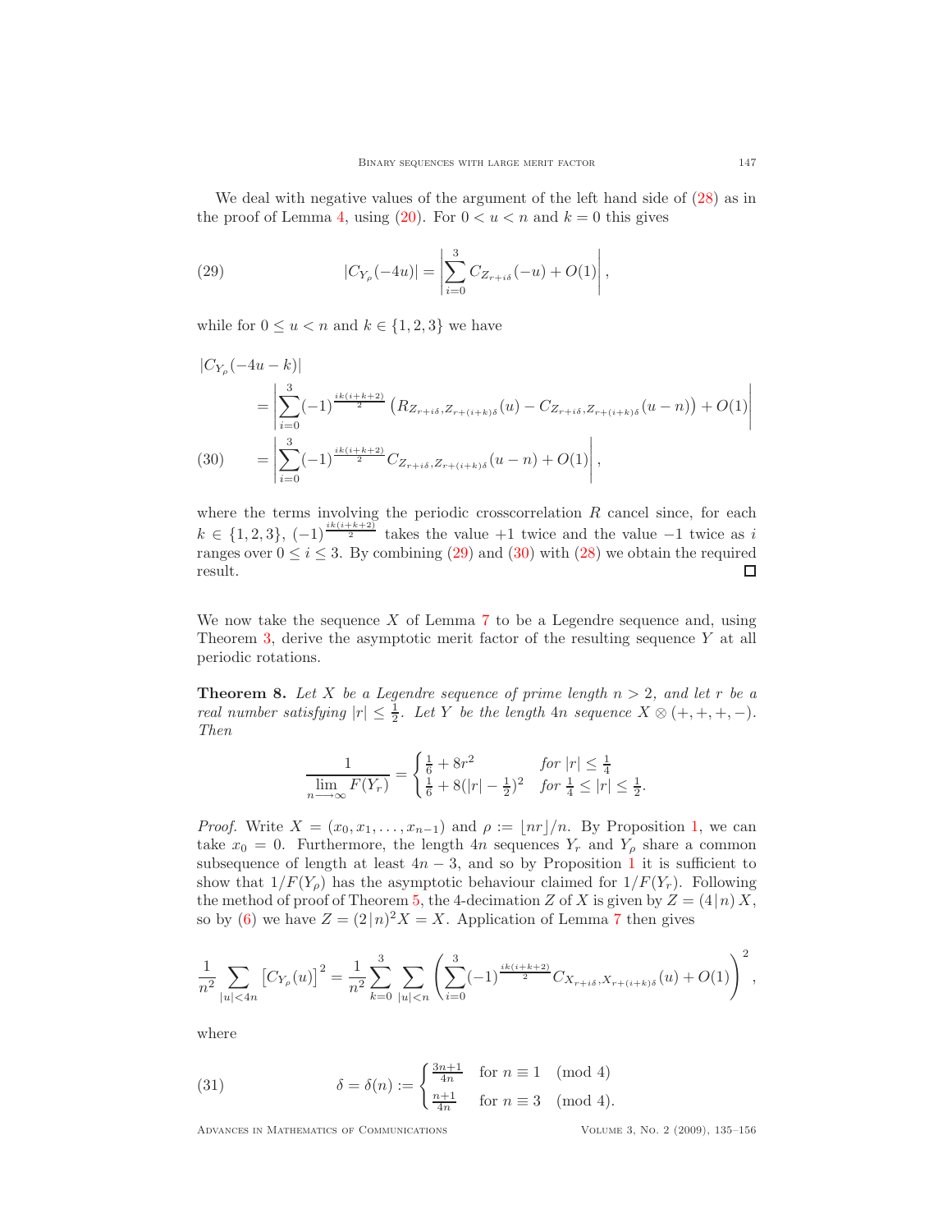We deal with negative values of the argument of the left hand side of (28) as in the proof of Lemma 4, using (20). For $0 < u < n$ and $k = 0$ this gives

$$|C_{Y_\rho}(-4u)| = \left| \sum_{i=0}^{3} C_{Z_{r+i\delta}}(-u) + O(1) \right|, \tag{29}$$

while for $0 \le u < n$ and $k \in \{1, 2, 3\}$ we have

$$\begin{aligned}
&|C_{Y_\rho}(-4u-k)| \\
&\qquad = \left| \sum_{i=0}^{3} (-1)^{\frac{ik(i+k+2)}{2}} \left( R_{Z_{r+i\delta}, Z_{r+(i+k)\delta}}(u) - C_{Z_{r+i\delta}, Z_{r+(i+k)\delta}}(u-n) \right) + O(1) \right| \\
&\qquad = \left| \sum_{i=0}^{3} (-1)^{\frac{ik(i+k+2)}{2}} C_{Z_{r+i\delta}, Z_{r+(i+k)\delta}}(u-n) + O(1) \right|,
\end{aligned} \tag{30}$$

where the terms involving the periodic crosscorrelation $R$ cancel since, for each $k \in \{1, 2, 3\}$, $(-1)^{\frac{ik(i+k+2)}{2}}$ takes the value $+1$ twice and the value $-1$ twice as $i$ ranges over $0 \le i \le 3$. By combining (29) and (30) with (28) we obtain the required result. □

We now take the sequence $X$ of Lemma 7 to be a Legendre sequence and, using Theorem 3, derive the asymptotic merit factor of the resulting sequence $Y$ at all periodic rotations.

**Theorem 8.** *Let $X$ be a Legendre sequence of prime length $n > 2$, and let $r$ be a real number satisfying $|r| \le \frac{1}{2}$. Let $Y$ be the length $4n$ sequence $X \otimes (+, +, +, -)$. Then*

$$\frac{1}{\displaystyle\lim_{n \longrightarrow \infty} F(Y_r)} = \begin{cases} \frac{1}{6} + 8r^2 & \text{for } |r| \le \frac{1}{4} \\ \frac{1}{6} + 8(|r| - \frac{1}{2})^2 & \text{for } \frac{1}{4} \le |r| \le \frac{1}{2}. \end{cases}$$

*Proof.* Write $X = (x_0, x_1, \ldots, x_{n-1})$ and $\rho := \lfloor nr \rfloor / n$. By Proposition 1, we can take $x_0 = 0$. Furthermore, the length $4n$ sequences $Y_r$ and $Y_\rho$ share a common subsequence of length at least $4n - 3$, and so by Proposition 1 it is sufficient to show that $1/F(Y_\rho)$ has the asymptotic behaviour claimed for $1/F(Y_r)$. Following the method of proof of Theorem 5, the 4-decimation $Z$ of $X$ is given by $Z = (4 \,|\, n) \, X$, so by (6) we have $Z = (2 \,|\, n)^2 X = X$. Application of Lemma 7 then gives

$$\frac{1}{n^2} \sum_{|u| < 4n} \left[ C_{Y_\rho}(u) \right]^2 = \frac{1}{n^2} \sum_{k=0}^{3} \sum_{|u| < n} \left( \sum_{i=0}^{3} (-1)^{\frac{ik(i+k+2)}{2}} C_{X_{r+i\delta}, X_{r+(i+k)\delta}}(u) + O(1) \right)^2,$$

where

$$\delta = \delta(n) := \begin{cases} \frac{3n+1}{4n} & \text{for } n \equiv 1 \pmod{4} \\ \frac{n+1}{4n} & \text{for } n \equiv 3 \pmod{4}. \end{cases} \tag{31}$$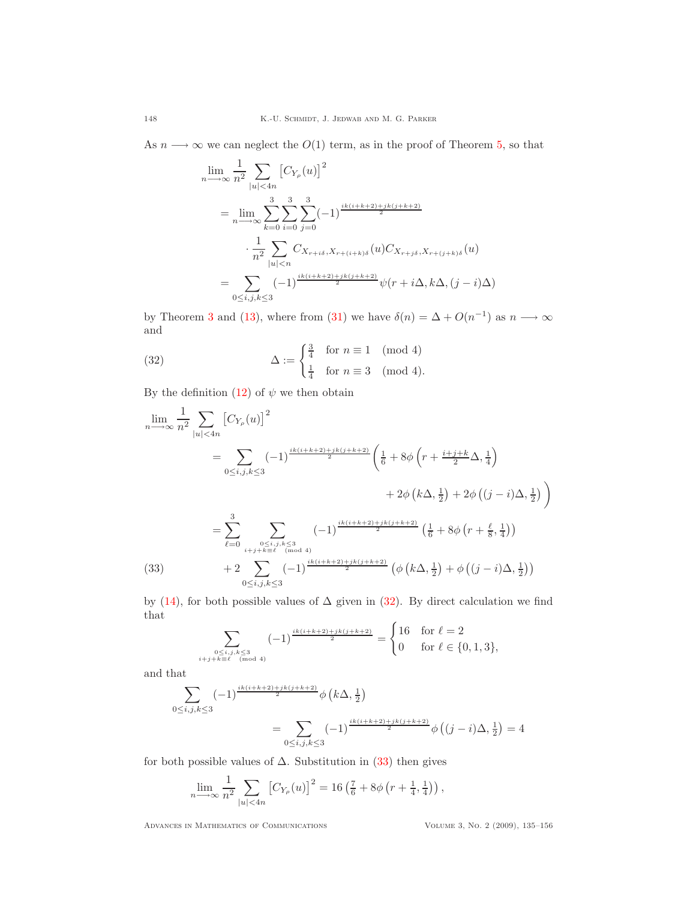As $n \longrightarrow \infty$ we can neglect the $O(1)$ term, as in the proof of Theorem 5, so that

$$
\begin{aligned}
&\lim_{n\longrightarrow\infty} \frac{1}{n^2} \sum_{|u|<4n} \big[C_{Y_\rho}(u)\big]^2 \\
&\quad = \lim_{n\longrightarrow\infty} \sum_{k=0}^{3}\sum_{i=0}^{3}\sum_{j=0}^{3} (-1)^{\frac{ik(i+k+2)+jk(j+k+2)}{2}} \\
&\qquad\quad \cdot \frac{1}{n^2}\sum_{|u|<n} C_{X_{r+i\delta},X_{r+(i+k)\delta}}(u)\, C_{X_{r+j\delta},X_{r+(j+k)\delta}}(u) \\
&\quad = \sum_{0\le i,j,k\le 3} (-1)^{\frac{ik(i+k+2)+jk(j+k+2)}{2}} \psi(r+i\Delta, k\Delta, (j-i)\Delta)
\end{aligned}
$$

by Theorem 3 and (13), where from (31) we have $\delta(n) = \Delta + O(n^{-1})$ as $n \longrightarrow \infty$ and

$$
\Delta := \begin{cases} \frac{3}{4} & \text{for } n \equiv 1 \pmod 4 \\ \frac{1}{4} & \text{for } n \equiv 3 \pmod 4. \end{cases} \tag{32}
$$

By the definition (12) of $\psi$ we then obtain

$$
\begin{aligned}
&\lim_{n\longrightarrow\infty} \frac{1}{n^2} \sum_{|u|<4n} \big[C_{Y_\rho}(u)\big]^2 \\
&\quad = \sum_{0\le i,j,k\le 3} (-1)^{\frac{ik(i+k+2)+jk(j+k+2)}{2}} \Big( \tfrac{1}{6} + 8\phi\left(r + \tfrac{i+j+k}{2}\Delta, \tfrac{1}{4}\right) \\
&\qquad\qquad + 2\phi\left(k\Delta, \tfrac{1}{2}\right) + 2\phi\left((j-i)\Delta, \tfrac{1}{2}\right) \Big) \\
&\quad = \sum_{\ell=0}^{3} \sum_{\substack{0\le i,j,k\le 3 \\ i+j+k\equiv \ell \pmod 4}} (-1)^{\frac{ik(i+k+2)+jk(j+k+2)}{2}} \left( \tfrac{1}{6} + 8\phi\left(r+\tfrac{\ell}{8}, \tfrac{1}{4}\right)\right) \\
&\qquad + 2 \sum_{0\le i,j,k\le 3} (-1)^{\frac{ik(i+k+2)+jk(j+k+2)}{2}} \left( \phi\left(k\Delta, \tfrac{1}{2}\right) + \phi\left((j-i)\Delta, \tfrac{1}{2}\right)\right)
\end{aligned} \tag{33}
$$

by (14), for both possible values of $\Delta$ given in (32). By direct calculation we find that

$$
\sum_{\substack{0\le i,j,k\le 3 \\ i+j+k\equiv \ell \pmod 4}} (-1)^{\frac{ik(i+k+2)+jk(j+k+2)}{2}} = \begin{cases} 16 & \text{for } \ell = 2 \\ 0 & \text{for } \ell \in \{0,1,3\}, \end{cases}
$$

and that

$$
\begin{aligned}
&\sum_{0\le i,j,k\le 3} (-1)^{\frac{ik(i+k+2)+jk(j+k+2)}{2}} \phi\left(k\Delta, \tfrac{1}{2}\right) \\
&\qquad = \sum_{0\le i,j,k\le 3} (-1)^{\frac{ik(i+k+2)+jk(j+k+2)}{2}} \phi\left((j-i)\Delta, \tfrac{1}{2}\right) = 4
\end{aligned}
$$

for both possible values of $\Delta$. Substitution in (33) then gives

$$
\lim_{n\longrightarrow\infty} \frac{1}{n^2} \sum_{|u|<4n} \big[C_{Y_\rho}(u)\big]^2 = 16\left(\tfrac{7}{6} + 8\phi\left(r+\tfrac{1}{4}, \tfrac{1}{4}\right)\right),
$$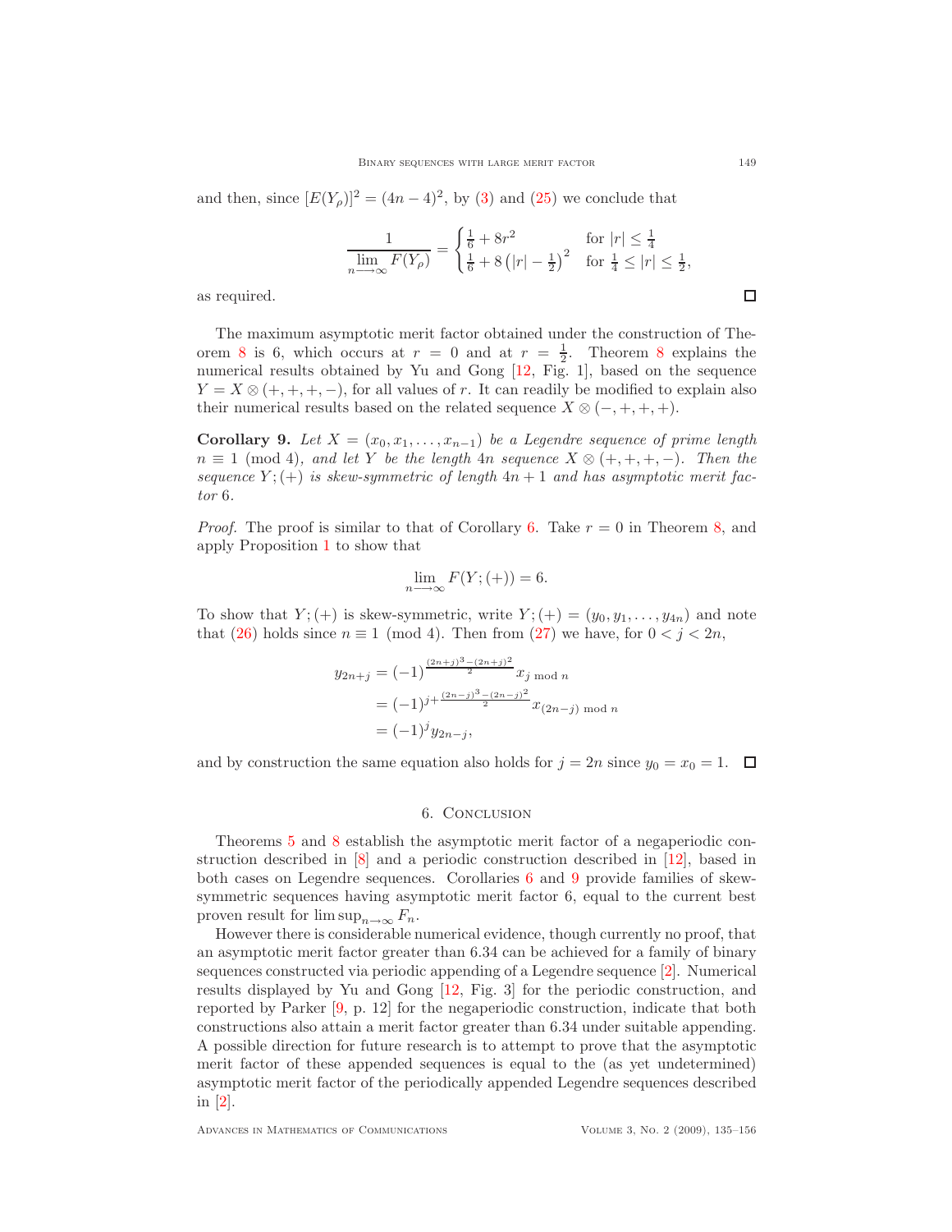and then, since $[E(Y_\rho)]^2 = (4n-4)^2$, by (3) and (25) we conclude that

$$\frac{1}{\lim\limits_{n \longrightarrow \infty} F(Y_\rho)} = \begin{cases} \frac{1}{6} + 8r^2 & \text{for } |r| \le \frac{1}{4} \\ \frac{1}{6} + 8\left(|r| - \frac{1}{2}\right)^2 & \text{for } \frac{1}{4} \le |r| \le \frac{1}{2}, \end{cases}$$

as required. □

The maximum asymptotic merit factor obtained under the construction of Theorem 8 is 6, which occurs at $r = 0$ and at $r = \frac{1}{2}$. Theorem 8 explains the numerical results obtained by Yu and Gong [12, Fig. 1], based on the sequence $Y = X \otimes (+,+,+,-)$, for all values of $r$. It can readily be modified to explain also their numerical results based on the related sequence $X \otimes (-,+,+,+)$.

**Corollary 9.** *Let $X = (x_0, x_1, \ldots, x_{n-1})$ be a Legendre sequence of prime length $n \equiv 1 \pmod 4$, and let $Y$ be the length $4n$ sequence $X \otimes (+,+,+,-)$. Then the sequence $Y;(+)$ is skew-symmetric of length $4n+1$ and has asymptotic merit factor 6.*

*Proof.* The proof is similar to that of Corollary 6. Take $r = 0$ in Theorem 8, and apply Proposition 1 to show that

$$\lim_{n \longrightarrow \infty} F(Y;(+)) = 6.$$

To show that $Y;(+)$ is skew-symmetric, write $Y;(+) = (y_0, y_1, \ldots, y_{4n})$ and note that (26) holds since $n \equiv 1 \pmod 4$. Then from (27) we have, for $0 < j < 2n$,

$$\begin{aligned} y_{2n+j} &= (-1)^{\frac{(2n+j)^3 - (2n+j)^2}{2}} x_{j \bmod n} \\ &= (-1)^{j + \frac{(2n-j)^3 - (2n-j)^2}{2}} x_{(2n-j) \bmod n} \\ &= (-1)^j y_{2n-j}, \end{aligned}$$

and by construction the same equation also holds for $j = 2n$ since $y_0 = x_0 = 1$. □

## 6. Conclusion

Theorems 5 and 8 establish the asymptotic merit factor of a negaperiodic construction described in [8] and a periodic construction described in [12], based in both cases on Legendre sequences. Corollaries 6 and 9 provide families of skew-symmetric sequences having asymptotic merit factor 6, equal to the current best proven result for $\limsup_{n\to\infty} F_n$.

However there is considerable numerical evidence, though currently no proof, that an asymptotic merit factor greater than 6.34 can be achieved for a family of binary sequences constructed via periodic appending of a Legendre sequence [2]. Numerical results displayed by Yu and Gong [12, Fig. 3] for the periodic construction, and reported by Parker [9, p. 12] for the negaperiodic construction, indicate that both constructions also attain a merit factor greater than 6.34 under suitable appending. A possible direction for future research is to attempt to prove that the asymptotic merit factor of these appended sequences is equal to the (as yet undetermined) asymptotic merit factor of the periodically appended Legendre sequences described in [2].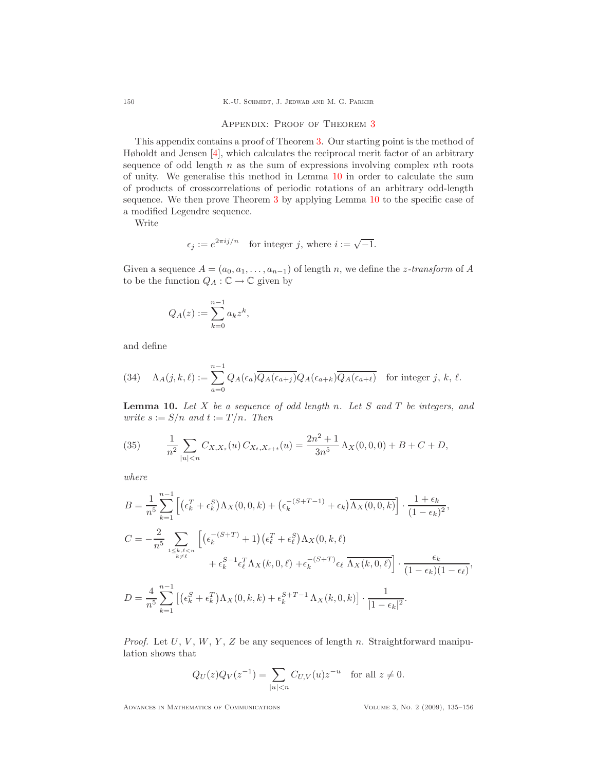## Appendix: Proof of Theorem 3

This appendix contains a proof of Theorem 3. Our starting point is the method of Høholdt and Jensen [4], which calculates the reciprocal merit factor of an arbitrary sequence of odd length $n$ as the sum of expressions involving complex $n$th roots of unity. We generalise this method in Lemma 10 in order to calculate the sum of products of crosscorrelations of periodic rotations of an arbitrary odd-length sequence. We then prove Theorem 3 by applying Lemma 10 to the specific case of a modified Legendre sequence.

Write

$$\epsilon_j := e^{2\pi i j/n} \quad \text{for integer } j, \text{ where } i := \sqrt{-1}.$$

Given a sequence $A = (a_0, a_1, \dots, a_{n-1})$ of length $n$, we define the *z-transform* of $A$ to be the function $Q_A : \mathbb{C} \to \mathbb{C}$ given by

$$Q_A(z) := \sum_{k=0}^{n-1} a_k z^k,$$

and define

$$\Lambda_A(j,k,\ell) := \sum_{a=0}^{n-1} Q_A(\epsilon_a)\overline{Q_A(\epsilon_{a+j})}Q_A(\epsilon_{a+k})\overline{Q_A(\epsilon_{a+\ell})} \quad \text{for integer } j,\, k,\, \ell. \tag{34}$$

**Lemma 10.** *Let $X$ be a sequence of odd length $n$. Let $S$ and $T$ be integers, and write $s := S/n$ and $t := T/n$. Then*

$$\frac{1}{n^2}\sum_{|u|<n} C_{X,X_s}(u)\, C_{X_t,X_{s+t}}(u) = \frac{2n^2+1}{3n^5}\,\Lambda_X(0,0,0) + B + C + D, \tag{35}$$

*where*

$$B = \frac{1}{n^5}\sum_{k=1}^{n-1}\Big[\big(\epsilon_k^T + \epsilon_k^S\big)\Lambda_X(0,0,k) + \big(\epsilon_k^{-(S+T-1)} + \epsilon_k\big)\overline{\Lambda_X(0,0,k)}\Big]\cdot\frac{1+\epsilon_k}{(1-\epsilon_k)^2},$$

$$\begin{aligned}C = -\frac{2}{n^5}\sum_{\substack{1\le k,\ell<n\\ k\ne\ell}} \Big[&\big(\epsilon_k^{-(S+T)}+1\big)\big(\epsilon_\ell^T + \epsilon_\ell^S\big)\Lambda_X(0,k,\ell) \\ &+ \epsilon_k^{S-1}\epsilon_\ell^T\Lambda_X(k,0,\ell) + \epsilon_k^{-(S+T)}\epsilon_\ell\,\overline{\Lambda_X(k,0,\ell)}\Big]\cdot\frac{\epsilon_k}{(1-\epsilon_k)(1-\epsilon_\ell)},\end{aligned}$$

$$D = \frac{4}{n^5}\sum_{k=1}^{n-1}\Big[\big(\epsilon_k^S+\epsilon_k^T\big)\Lambda_X(0,k,k) + \epsilon_k^{S+T-1}\,\Lambda_X(k,0,k)\Big]\cdot\frac{1}{|1-\epsilon_k|^2}.$$

*Proof.* Let $U$, $V$, $W$, $Y$, $Z$ be any sequences of length $n$. Straightforward manipulation shows that

$$Q_U(z)Q_V(z^{-1}) = \sum_{|u|<n} C_{U,V}(u) z^{-u} \quad \text{for all } z \neq 0.$$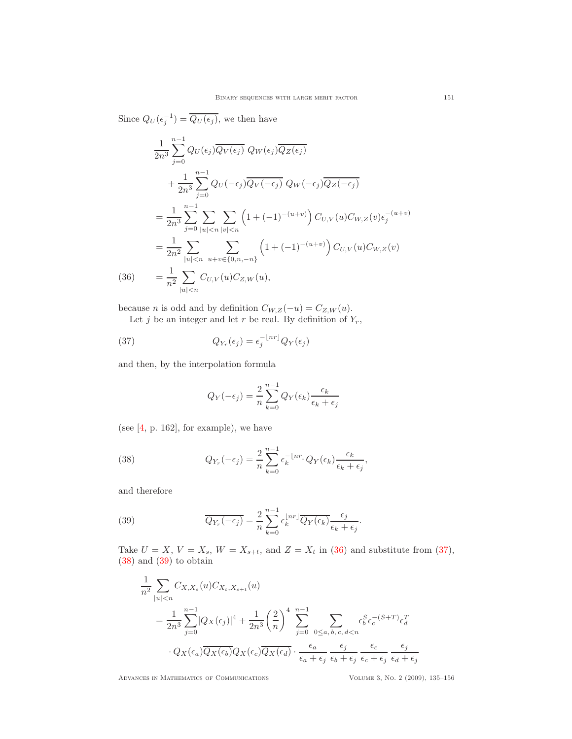Since $Q_U(\epsilon_j^{-1}) = \overline{Q_U(\epsilon_j)}$, we then have

$$
\begin{aligned}
&\frac{1}{2n^3}\sum_{j=0}^{n-1} Q_U(\epsilon_j)\overline{Q_V(\epsilon_j)}\; Q_W(\epsilon_j)\overline{Q_Z(\epsilon_j)} \\
&\qquad + \frac{1}{2n^3}\sum_{j=0}^{n-1} Q_U(-\epsilon_j)\overline{Q_V(-\epsilon_j)}\; Q_W(-\epsilon_j)\overline{Q_Z(-\epsilon_j)} \\
&\quad = \frac{1}{2n^3}\sum_{j=0}^{n-1}\sum_{|u|<n}\sum_{|v|<n}\Big(1+(-1)^{-(u+v)}\Big) C_{U,V}(u)C_{W,Z}(v)\epsilon_j^{-(u+v)} \\
&\quad = \frac{1}{2n^2}\sum_{|u|<n}\sum_{u+v\in\{0,n,-n\}}\Big(1+(-1)^{-(u+v)}\Big) C_{U,V}(u)C_{W,Z}(v) \\
&\quad = \frac{1}{n^2}\sum_{|u|<n} C_{U,V}(u)C_{Z,W}(u), \qquad (36)
\end{aligned}
$$

because $n$ is odd and by definition $C_{W,Z}(-u) = C_{Z,W}(u)$.

Let $j$ be an integer and let $r$ be real. By definition of $Y_r$,

$$
Q_{Y_r}(\epsilon_j) = \epsilon_j^{-\lfloor nr \rfloor} Q_Y(\epsilon_j) \qquad (37)
$$

and then, by the interpolation formula

$$
Q_Y(-\epsilon_j) = \frac{2}{n}\sum_{k=0}^{n-1} Q_Y(\epsilon_k)\frac{\epsilon_k}{\epsilon_k+\epsilon_j}
$$

(see [4, p. 162], for example), we have

$$
Q_{Y_r}(-\epsilon_j) = \frac{2}{n}\sum_{k=0}^{n-1} \epsilon_k^{-\lfloor nr \rfloor} Q_Y(\epsilon_k)\frac{\epsilon_k}{\epsilon_k+\epsilon_j}, \qquad (38)
$$

and therefore

$$
\overline{Q_{Y_r}(-\epsilon_j)} = \frac{2}{n}\sum_{k=0}^{n-1} \epsilon_k^{\lfloor nr \rfloor} \overline{Q_Y(\epsilon_k)}\frac{\epsilon_j}{\epsilon_k+\epsilon_j}. \qquad (39)
$$

Take $U = X$, $V = X_s$, $W = X_{s+t}$, and $Z = X_t$ in (36) and substitute from (37), (38) and (39) to obtain

$$
\begin{aligned}
&\frac{1}{n^2}\sum_{|u|<n} C_{X,X_s}(u)C_{X_t,X_{s+t}}(u) \\
&\quad = \frac{1}{2n^3}\sum_{j=0}^{n-1}|Q_X(\epsilon_j)|^4 + \frac{1}{2n^3}\left(\frac{2}{n}\right)^4 \sum_{j=0}^{n-1}\;\sum_{0\le a,\,b,\,c,\,d<n} \epsilon_b^{S}\epsilon_c^{-(S+T)}\epsilon_d^{T} \\
&\qquad \cdot Q_X(\epsilon_a)\overline{Q_X(\epsilon_b)}Q_X(\epsilon_c)\overline{Q_X(\epsilon_d)} \cdot \frac{\epsilon_a}{\epsilon_a+\epsilon_j}\,\frac{\epsilon_j}{\epsilon_b+\epsilon_j}\,\frac{\epsilon_c}{\epsilon_c+\epsilon_j}\,\frac{\epsilon_j}{\epsilon_d+\epsilon_j}
\end{aligned}
$$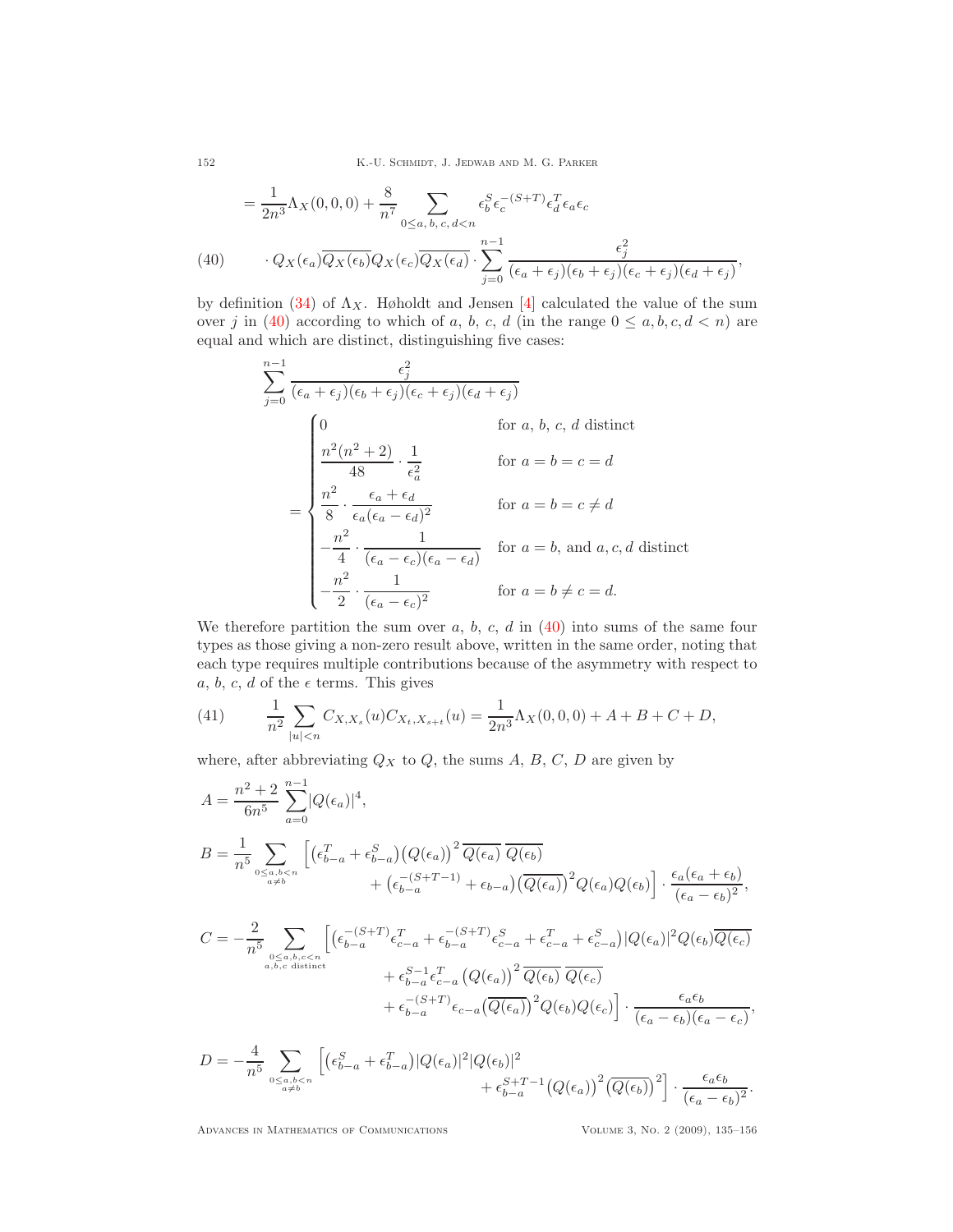$$= \frac{1}{2n^3}\Lambda_X(0,0,0) + \frac{8}{n^7} \sum_{0 \le a,\, b,\, c,\, d < n} \epsilon_b^S \epsilon_c^{-(S+T)} \epsilon_d^T \epsilon_a \epsilon_c$$

$$\cdot\, Q_X(\epsilon_a)\overline{Q_X(\epsilon_b)}Q_X(\epsilon_c)\overline{Q_X(\epsilon_d)} \cdot \sum_{j=0}^{n-1} \frac{\epsilon_j^2}{(\epsilon_a+\epsilon_j)(\epsilon_b+\epsilon_j)(\epsilon_c+\epsilon_j)(\epsilon_d+\epsilon_j)}, \tag{40}$$

by definition (34) of $\Lambda_X$. Høholdt and Jensen [4] calculated the value of the sum over $j$ in (40) according to which of $a$, $b$, $c$, $d$ (in the range $0 \le a, b, c, d < n$) are equal and which are distinct, distinguishing five cases:

$$\sum_{j=0}^{n-1} \frac{\epsilon_j^2}{(\epsilon_a+\epsilon_j)(\epsilon_b+\epsilon_j)(\epsilon_c+\epsilon_j)(\epsilon_d+\epsilon_j)}
= \begin{cases} 0 & \text{for } a,\, b,\, c,\, d \text{ distinct} \\[4pt] \dfrac{n^2(n^2+2)}{48} \cdot \dfrac{1}{\epsilon_a^2} & \text{for } a = b = c = d \\[4pt] \dfrac{n^2}{8} \cdot \dfrac{\epsilon_a + \epsilon_d}{\epsilon_a(\epsilon_a - \epsilon_d)^2} & \text{for } a = b = c \ne d \\[4pt] -\dfrac{n^2}{4} \cdot \dfrac{1}{(\epsilon_a - \epsilon_c)(\epsilon_a - \epsilon_d)} & \text{for } a = b, \text{ and } a, c, d \text{ distinct} \\[4pt] -\dfrac{n^2}{2} \cdot \dfrac{1}{(\epsilon_a - \epsilon_c)^2} & \text{for } a = b \ne c = d. \end{cases}$$

We therefore partition the sum over $a$, $b$, $c$, $d$ in (40) into sums of the same four types as those giving a non-zero result above, written in the same order, noting that each type requires multiple contributions because of the asymmetry with respect to $a$, $b$, $c$, $d$ of the $\epsilon$ terms. This gives

$$\frac{1}{n^2} \sum_{|u|<n} C_{X,X_s}(u) C_{X_t,X_{s+t}}(u) = \frac{1}{2n^3}\Lambda_X(0,0,0) + A + B + C + D, \tag{41}$$

where, after abbreviating $Q_X$ to $Q$, the sums $A$, $B$, $C$, $D$ are given by

$$A = \frac{n^2+2}{6n^5} \sum_{a=0}^{n-1} |Q(\epsilon_a)|^4,$$

$$B = \frac{1}{n^5} \sum_{\substack{0 \le a, b < n \\ a \ne b}} \Big[ \big(\epsilon_{b-a}^T + \epsilon_{b-a}^S\big)\big(Q(\epsilon_a)\big)^2\, \overline{Q(\epsilon_a)}\, \overline{Q(\epsilon_b)} + \big(\epsilon_{b-a}^{-(S+T-1)} + \epsilon_{b-a}\big)\big(\overline{Q(\epsilon_a)}\big)^2 Q(\epsilon_a) Q(\epsilon_b) \Big] \cdot \frac{\epsilon_a(\epsilon_a+\epsilon_b)}{(\epsilon_a-\epsilon_b)^2},$$

$$\begin{aligned} C = -\frac{2}{n^5} \sum_{\substack{0 \le a, b, c < n \\ a, b, c \text{ distinct}}} \Big[ &\big(\epsilon_{b-a}^{-(S+T)}\epsilon_{c-a}^T + \epsilon_{b-a}^{-(S+T)}\epsilon_{c-a}^S + \epsilon_{c-a}^T + \epsilon_{c-a}^S\big)|Q(\epsilon_a)|^2 Q(\epsilon_b)\overline{Q(\epsilon_c)} \\ &+ \epsilon_{b-a}^{S-1}\epsilon_{c-a}^T \big(Q(\epsilon_a)\big)^2\, \overline{Q(\epsilon_b)}\, \overline{Q(\epsilon_c)} \\ &+ \epsilon_{b-a}^{-(S+T)}\epsilon_{c-a}\big(\overline{Q(\epsilon_a)}\big)^2 Q(\epsilon_b)Q(\epsilon_c) \Big] \cdot \frac{\epsilon_a\epsilon_b}{(\epsilon_a-\epsilon_b)(\epsilon_a-\epsilon_c)}, \end{aligned}$$

$$D = -\frac{4}{n^5} \sum_{\substack{0 \le a, b < n \\ a \ne b}} \Big[ \big(\epsilon_{b-a}^S + \epsilon_{b-a}^T\big)|Q(\epsilon_a)|^2 |Q(\epsilon_b)|^2 + \epsilon_{b-a}^{S+T-1}\big(Q(\epsilon_a)\big)^2\big(\overline{Q(\epsilon_b)}\big)^2 \Big] \cdot \frac{\epsilon_a\epsilon_b}{(\epsilon_a-\epsilon_b)^2}.$$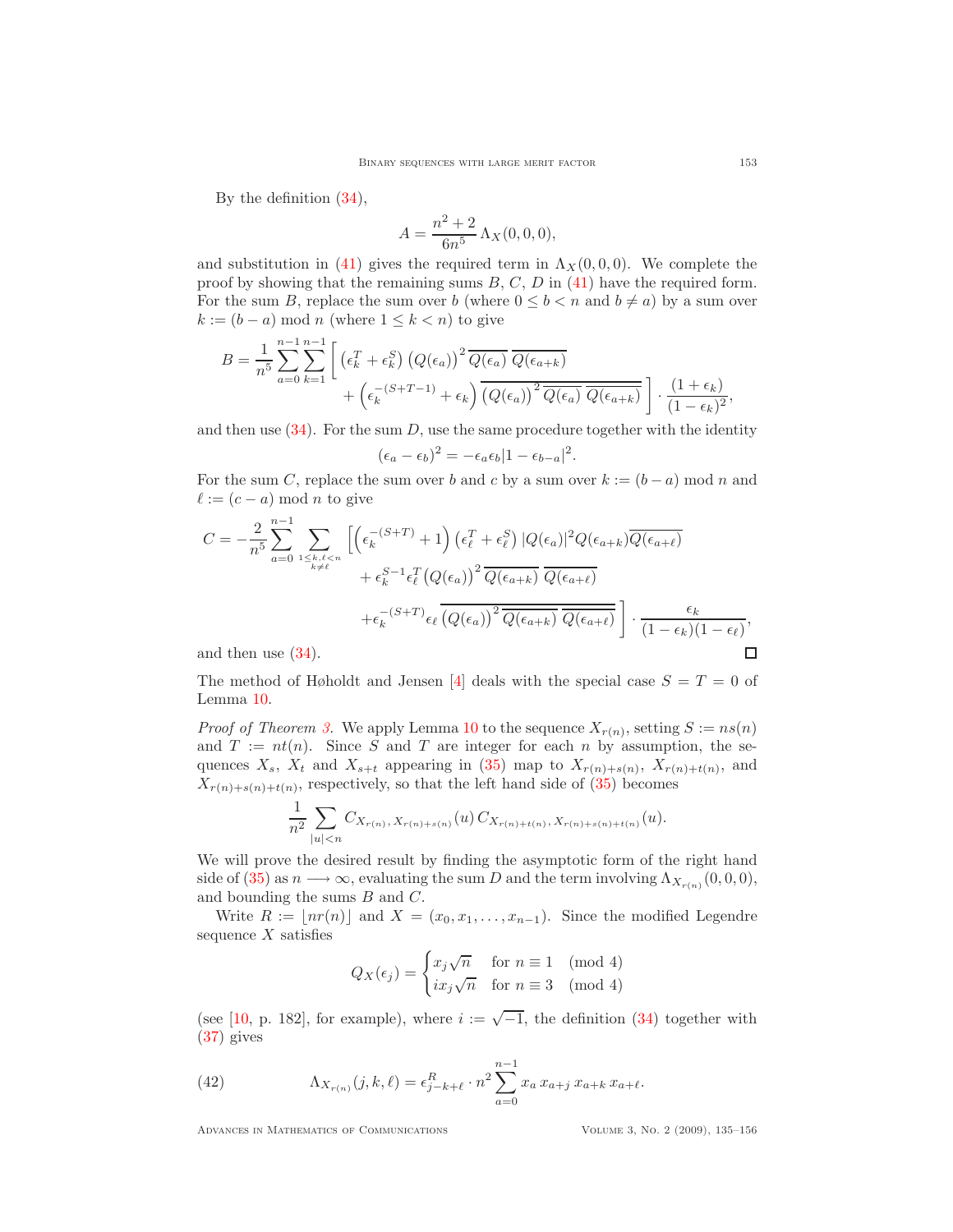By the definition (34),

$$A = \frac{n^2+2}{6n^5}\,\Lambda_X(0,0,0),$$

and substitution in (41) gives the required term in $\Lambda_X(0,0,0)$. We complete the proof by showing that the remaining sums $B$, $C$, $D$ in (41) have the required form. For the sum $B$, replace the sum over $b$ (where $0 \le b < n$ and $b \ne a$) by a sum over $k := (b-a) \bmod n$ (where $1 \le k < n$) to give

$$B = \frac{1}{n^5}\sum_{a=0}^{n-1}\sum_{k=1}^{n-1}\bigg[\left(\epsilon_k^T + \epsilon_k^S\right)\left(Q(\epsilon_a)\right)^2\overline{Q(\epsilon_a)}\;\overline{Q(\epsilon_{a+k})} + \left(\epsilon_k^{-(S+T-1)} + \epsilon_k\right)\overline{\left(Q(\epsilon_a)\right)^2\overline{Q(\epsilon_a)}\;\overline{Q(\epsilon_{a+k})}}\,\bigg]\cdot\frac{(1+\epsilon_k)}{(1-\epsilon_k)^2},$$

and then use (34). For the sum $D$, use the same procedure together with the identity

$$(\epsilon_a - \epsilon_b)^2 = -\epsilon_a\epsilon_b|1-\epsilon_{b-a}|^2.$$

For the sum $C$, replace the sum over $b$ and $c$ by a sum over $k := (b-a) \bmod n$ and $\ell := (c-a) \bmod n$ to give

$$C = -\frac{2}{n^5}\sum_{a=0}^{n-1}\sum_{\substack{1\le k,\ell<n\\ k\ne\ell}}\bigg[\left(\epsilon_k^{-(S+T)}+1\right)\left(\epsilon_\ell^T+\epsilon_\ell^S\right)|Q(\epsilon_a)|^2 Q(\epsilon_{a+k})\overline{Q(\epsilon_{a+\ell})} + \epsilon_k^{S-1}\epsilon_\ell^T\left(Q(\epsilon_a)\right)^2\overline{Q(\epsilon_{a+k})}\;\overline{Q(\epsilon_{a+\ell})} + \epsilon_k^{-(S+T)}\epsilon_\ell\,\overline{\left(Q(\epsilon_a)\right)^2\overline{Q(\epsilon_{a+k})}\;\overline{Q(\epsilon_{a+\ell})}}\,\bigg]\cdot\frac{\epsilon_k}{(1-\epsilon_k)(1-\epsilon_\ell)},$$

and then use (34). ∎

The method of Høholdt and Jensen [4] deals with the special case $S = T = 0$ of Lemma 10.

*Proof of Theorem 3.* We apply Lemma 10 to the sequence $X_{r(n)}$, setting $S := ns(n)$ and $T := nt(n)$. Since $S$ and $T$ are integer for each $n$ by assumption, the sequences $X_s$, $X_t$ and $X_{s+t}$ appearing in (35) map to $X_{r(n)+s(n)}$, $X_{r(n)+t(n)}$, and $X_{r(n)+s(n)+t(n)}$, respectively, so that the left hand side of (35) becomes

$$\frac{1}{n^2}\sum_{|u|<n} C_{X_{r(n)},\,X_{r(n)+s(n)}}(u)\,C_{X_{r(n)+t(n)},\,X_{r(n)+s(n)+t(n)}}(u).$$

We will prove the desired result by finding the asymptotic form of the right hand side of (35) as $n \longrightarrow \infty$, evaluating the sum $D$ and the term involving $\Lambda_{X_{r(n)}}(0,0,0)$, and bounding the sums $B$ and $C$.

Write $R := \lfloor nr(n)\rfloor$ and $X = (x_0, x_1, \ldots, x_{n-1})$. Since the modified Legendre sequence $X$ satisfies

$$Q_X(\epsilon_j) = \begin{cases} x_j\sqrt{n} & \text{for } n \equiv 1 \pmod 4\\ ix_j\sqrt{n} & \text{for } n \equiv 3 \pmod 4\end{cases}$$

(see [10, p. 182], for example), where $i := \sqrt{-1}$, the definition (34) together with (37) gives

$$\Lambda_{X_{r(n)}}(j,k,\ell) = \epsilon^R_{j-k+\ell}\cdot n^2\sum_{a=0}^{n-1} x_a\,x_{a+j}\,x_{a+k}\,x_{a+\ell}. \tag{42}$$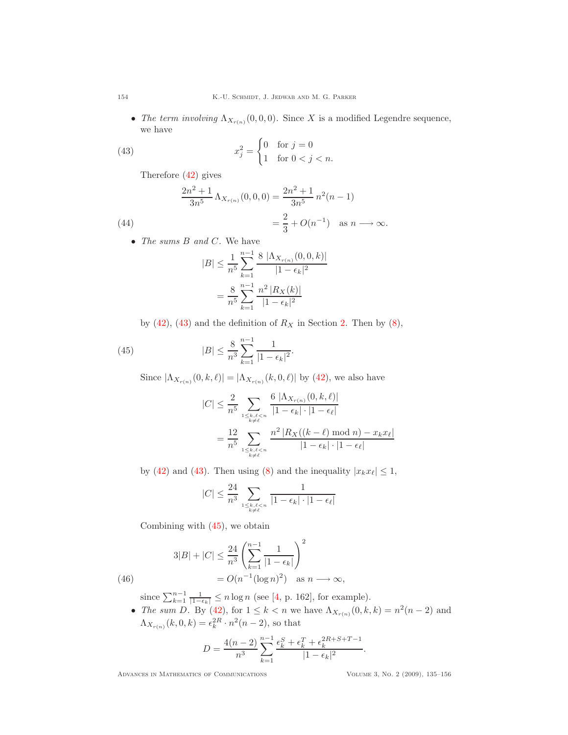- *The term involving* $\Lambda_{X_{r(n)}}(0,0,0)$. Since $X$ is a modified Legendre sequence, we have

$$x_j^2 = \begin{cases} 0 & \text{for } j = 0 \\ 1 & \text{for } 0 < j < n. \end{cases} \tag{43}$$

Therefore (42) gives

$$\begin{aligned} \frac{2n^2+1}{3n^5}\,\Lambda_{X_{r(n)}}(0,0,0) &= \frac{2n^2+1}{3n^5}\,n^2(n-1) \\ &= \frac{2}{3} + O(n^{-1}) \quad \text{as } n \longrightarrow \infty. \end{aligned} \tag{44}$$

- *The sums* $B$ *and* $C$. We have

$$\begin{aligned} |B| &\le \frac{1}{n^5}\sum_{k=1}^{n-1} \frac{8\,|\Lambda_{X_{r(n)}}(0,0,k)|}{|1-\epsilon_k|^2} \\ &= \frac{8}{n^5}\sum_{k=1}^{n-1} \frac{n^2\,|R_X(k)|}{|1-\epsilon_k|^2} \end{aligned}$$

by (42), (43) and the definition of $R_X$ in Section 2. Then by (8),

$$|B| \le \frac{8}{n^3}\sum_{k=1}^{n-1} \frac{1}{|1-\epsilon_k|^2}. \tag{45}$$

Since $|\Lambda_{X_{r(n)}}(0,k,\ell)| = |\Lambda_{X_{r(n)}}(k,0,\ell)|$ by (42), we also have

$$\begin{aligned} |C| &\le \frac{2}{n^5}\sum_{\substack{1\le k,\ell<n \\ k\ne \ell}} \frac{6\,|\Lambda_{X_{r(n)}}(0,k,\ell)|}{|1-\epsilon_k|\cdot|1-\epsilon_\ell|} \\ &= \frac{12}{n^5}\sum_{\substack{1\le k,\ell<n \\ k\ne \ell}} \frac{n^2\,|R_X((k-\ell) \bmod n) - x_k x_\ell|}{|1-\epsilon_k|\cdot|1-\epsilon_\ell|} \end{aligned}$$

by (42) and (43). Then using (8) and the inequality $|x_k x_\ell| \le 1$,

$$|C| \le \frac{24}{n^3}\sum_{\substack{1\le k,\ell<n \\ k\ne \ell}} \frac{1}{|1-\epsilon_k|\cdot|1-\epsilon_\ell|}$$

Combining with (45), we obtain

$$\begin{aligned} 3|B| + |C| &\le \frac{24}{n^3}\left(\sum_{k=1}^{n-1} \frac{1}{|1-\epsilon_k|}\right)^2 \\ &= O(n^{-1}(\log n)^2) \quad \text{as } n \longrightarrow \infty, \end{aligned} \tag{46}$$

since $\sum_{k=1}^{n-1} \frac{1}{|1-\epsilon_k|} \le n \log n$ (see [4, p. 162], for example).

- *The sum* $D$. By (42), for $1 \le k < n$ we have $\Lambda_{X_{r(n)}}(0,k,k) = n^2(n-2)$ and $\Lambda_{X_{r(n)}}(k,0,k) = \epsilon_k^{2R} \cdot n^2(n-2)$, so that

$$D = \frac{4(n-2)}{n^3}\sum_{k=1}^{n-1} \frac{\epsilon_k^S + \epsilon_k^T + \epsilon_k^{2R+S+T-1}}{|1-\epsilon_k|^2}.$$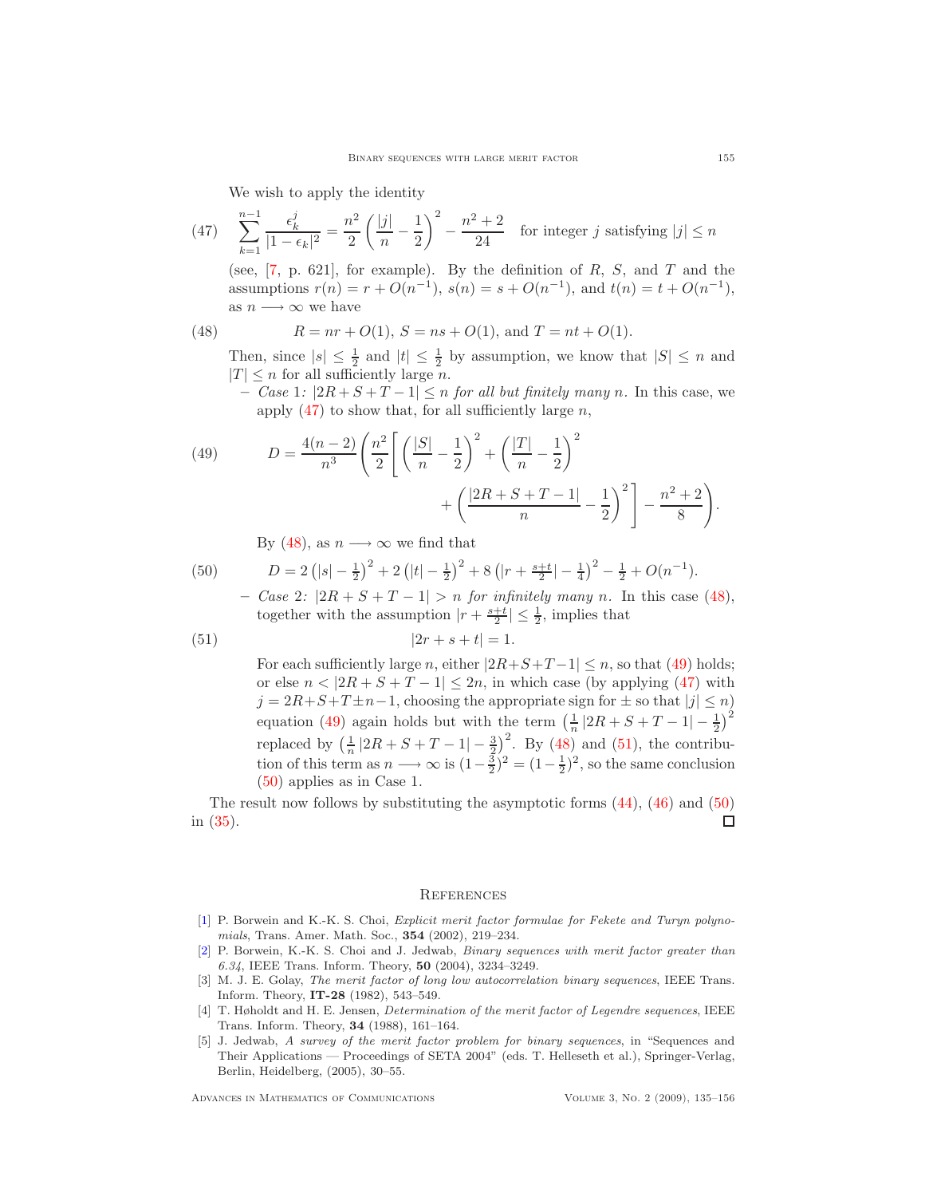We wish to apply the identity

$$\sum_{k=1}^{n-1} \frac{\epsilon_k^j}{|1-\epsilon_k|^2} = \frac{n^2}{2}\left(\frac{|j|}{n} - \frac{1}{2}\right)^2 - \frac{n^2+2}{24} \quad \text{for integer } j \text{ satisfying } |j| \le n \tag{47}$$

(see, [7, p. 621], for example). By the definition of $R$, $S$, and $T$ and the assumptions $r(n) = r + O(n^{-1})$, $s(n) = s + O(n^{-1})$, and $t(n) = t + O(n^{-1})$, as $n \longrightarrow \infty$ we have

$$R = nr + O(1),\ S = ns + O(1), \text{ and } T = nt + O(1). \tag{48}$$

Then, since $|s| \le \frac{1}{2}$ and $|t| \le \frac{1}{2}$ by assumption, we know that $|S| \le n$ and $|T| \le n$ for all sufficiently large $n$.

– *Case 1: $|2R+S+T-1| \le n$ for all but finitely many $n$.* In this case, we apply (47) to show that, for all sufficiently large $n$,

$$D = \frac{4(n-2)}{n^3}\left(\frac{n^2}{2}\left[\left(\frac{|S|}{n} - \frac{1}{2}\right)^2 + \left(\frac{|T|}{n} - \frac{1}{2}\right)^2 + \left(\frac{|2R+S+T-1|}{n} - \frac{1}{2}\right)^2\right] - \frac{n^2+2}{8}\right). \tag{49}$$

By (48), as $n \longrightarrow \infty$ we find that

$$D = 2\left(|s| - \tfrac{1}{2}\right)^2 + 2\left(|t| - \tfrac{1}{2}\right)^2 + 8\left(|r + \tfrac{s+t}{2}| - \tfrac{1}{4}\right)^2 - \tfrac{1}{2} + O(n^{-1}). \tag{50}$$

– *Case 2: $|2R+S+T-1| > n$ for infinitely many $n$.* In this case (48), together with the assumption $|r + \frac{s+t}{2}| \le \frac{1}{2}$, implies that

$$|2r+s+t| = 1. \tag{51}$$

For each sufficiently large $n$, either $|2R+S+T-1| \le n$, so that (49) holds; or else $n < |2R+S+T-1| \le 2n$, in which case (by applying (47) with $j = 2R+S+T \pm n-1$, choosing the appropriate sign for $\pm$ so that $|j| \le n$) equation (49) again holds but with the term $\left(\frac{1}{n}|2R+S+T-1| - \frac{1}{2}\right)^2$ replaced by $\left(\frac{1}{n}|2R+S+T-1| - \frac{3}{2}\right)^2$. By (48) and (51), the contribution of this term as $n \longrightarrow \infty$ is $(1-\frac{3}{2})^2 = (1-\frac{1}{2})^2$, so the same conclusion (50) applies as in Case 1.

The result now follows by substituting the asymptotic forms (44), (46) and (50) in (35). □

## References

[1] P. Borwein and K.-K. S. Choi, *Explicit merit factor formulae for Fekete and Turyn polynomials*, Trans. Amer. Math. Soc., **354** (2002), 219–234.

[2] P. Borwein, K.-K. S. Choi and J. Jedwab, *Binary sequences with merit factor greater than 6.34*, IEEE Trans. Inform. Theory, **50** (2004), 3234–3249.

[3] M. J. E. Golay, *The merit factor of long low autocorrelation binary sequences*, IEEE Trans. Inform. Theory, **IT-28** (1982), 543–549.

[4] T. Høholdt and H. E. Jensen, *Determination of the merit factor of Legendre sequences*, IEEE Trans. Inform. Theory, **34** (1988), 161–164.

[5] J. Jedwab, *A survey of the merit factor problem for binary sequences*, in "Sequences and Their Applications — Proceedings of SETA 2004" (eds. T. Helleseth et al.), Springer-Verlag, Berlin, Heidelberg, (2005), 30–55.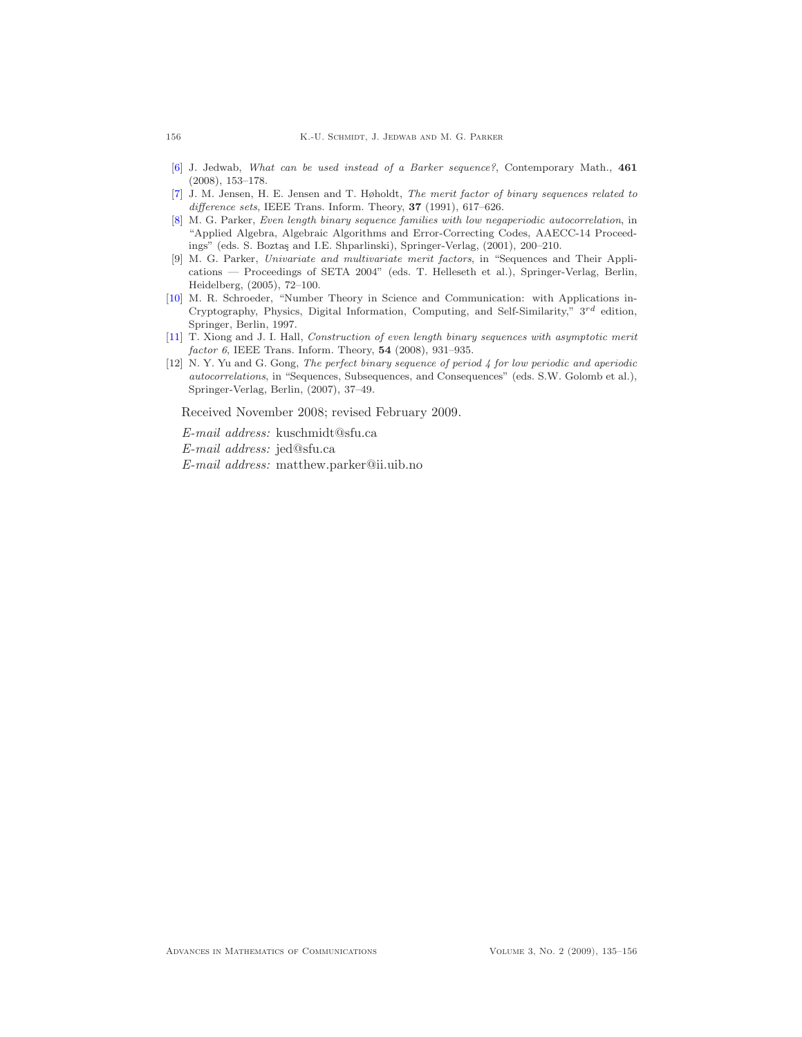[6] J. Jedwab, *What can be used instead of a Barker sequence?*, Contemporary Math., **461** (2008), 153–178.

[7] J. M. Jensen, H. E. Jensen and T. Høholdt, *The merit factor of binary sequences related to difference sets*, IEEE Trans. Inform. Theory, **37** (1991), 617–626.

[8] M. G. Parker, *Even length binary sequence families with low negaperiodic autocorrelation*, in "Applied Algebra, Algebraic Algorithms and Error-Correcting Codes, AAECC-14 Proceedings" (eds. S. Boztaş and I.E. Shparlinski), Springer-Verlag, (2001), 200–210.

[9] M. G. Parker, *Univariate and multivariate merit factors*, in "Sequences and Their Applications — Proceedings of SETA 2004" (eds. T. Helleseth et al.), Springer-Verlag, Berlin, Heidelberg, (2005), 72–100.

[10] M. R. Schroeder, "Number Theory in Science and Communication: with Applications in-Cryptography, Physics, Digital Information, Computing, and Self-Similarity," $3^{rd}$ edition, Springer, Berlin, 1997.

[11] T. Xiong and J. I. Hall, *Construction of even length binary sequences with asymptotic merit factor 6*, IEEE Trans. Inform. Theory, **54** (2008), 931–935.

[12] N. Y. Yu and G. Gong, *The perfect binary sequence of period 4 for low periodic and aperiodic autocorrelations*, in "Sequences, Subsequences, and Consequences" (eds. S.W. Golomb et al.), Springer-Verlag, Berlin, (2007), 37–49.

Received November 2008; revised February 2009.

*E-mail address:* kuschmidt@sfu.ca

*E-mail address:* jed@sfu.ca

*E-mail address:* matthew.parker@ii.uib.no